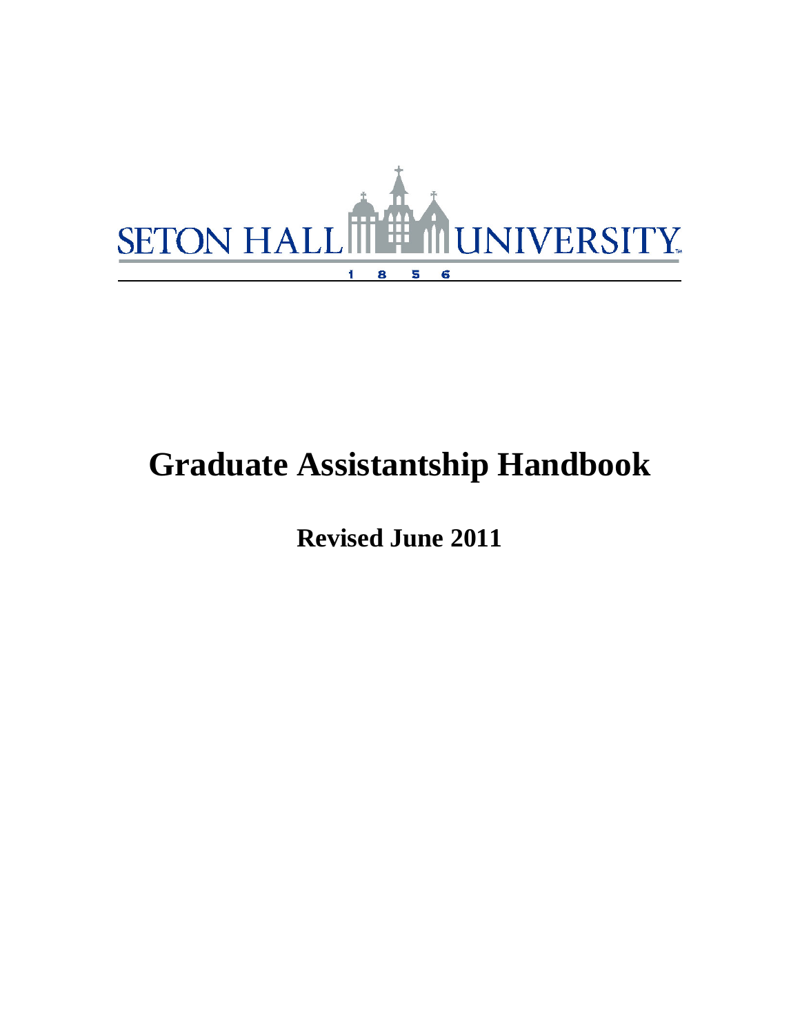SETON HALL UNIVERSITY

1856

# Graduate Assistantship Handbook

**Revised June 2011**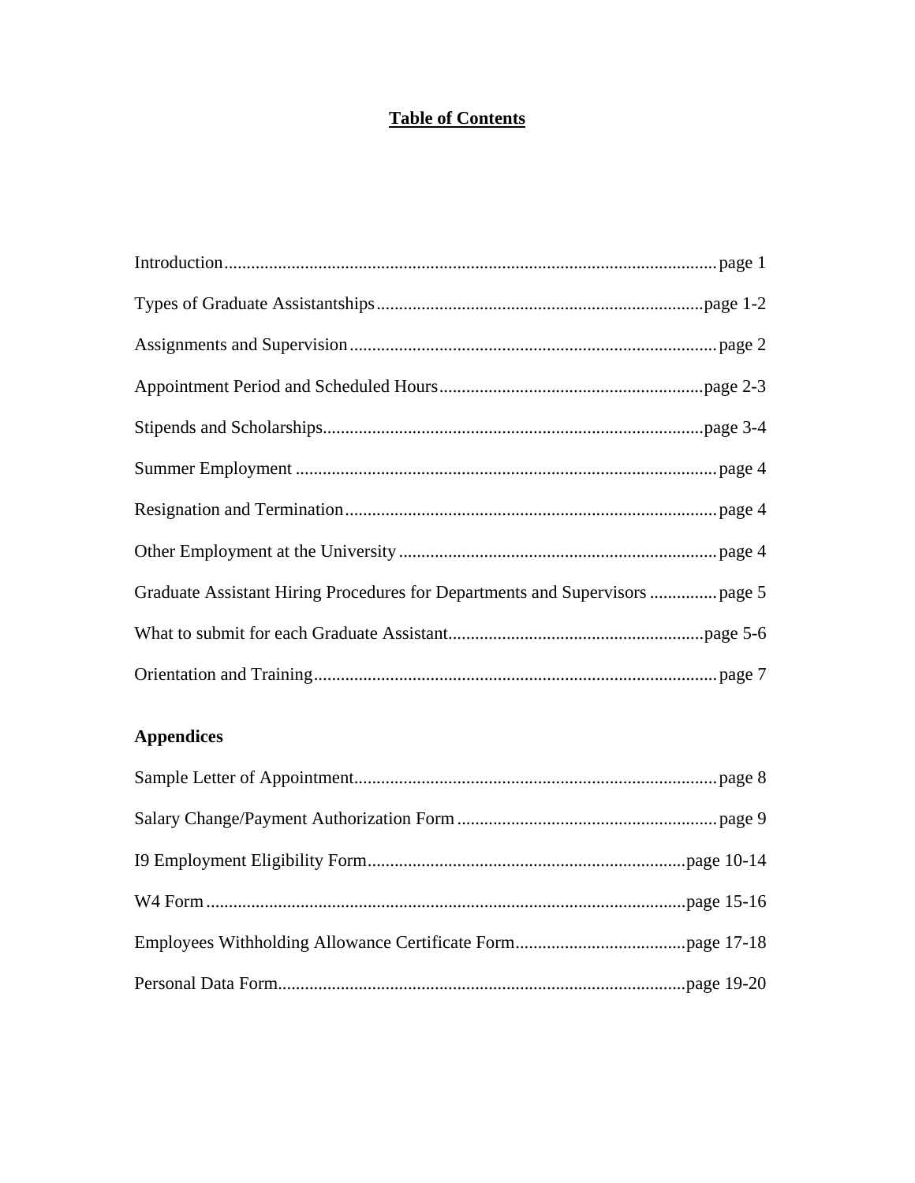# Table of Contents

Introduction............................................................................................................page 1

Types of Graduate Assistantships.........................................................................page 1-2

Assignments and Supervision...............................................................................page 2

Appointment Period and Scheduled Hours...........................................................page 2-3

Stipends and Scholarships.....................................................................................page 3-4

Summer Employment ...........................................................................................page 4

Resignation and Termination.................................................................................page 4

Other Employment at the University.....................................................................page 4

Graduate Assistant Hiring Procedures for Departments and Supervisors ..............page 5

What to submit for each Graduate Assistant..........................................................page 5-6

Orientation and Training.........................................................................................page 7

## Appendices

Sample Letter of Appointment................................................................................page 8

Salary Change/Payment Authorization Form .........................................................page 9

I9 Employment Eligibility Form.......................................................................page 10-14

W4 Form ..........................................................................................................page 15-16

Employees Withholding Allowance Certificate Form......................................page 17-18

Personal Data Form..........................................................................................page 19-20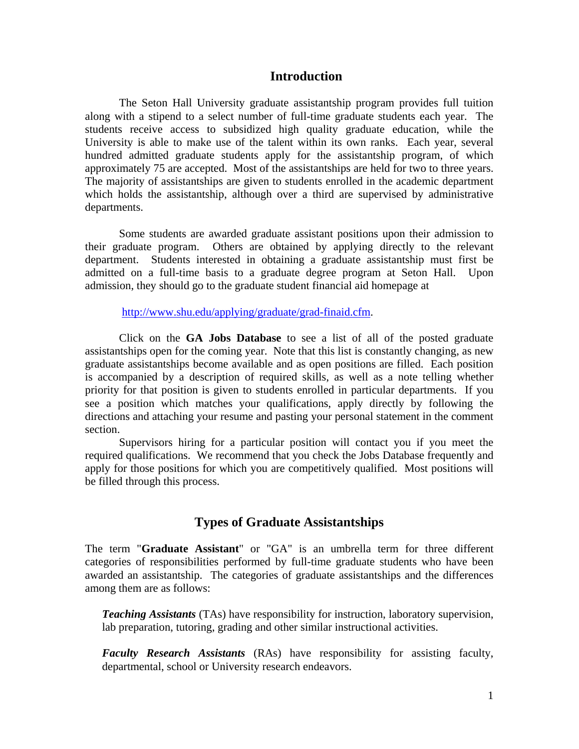## Introduction

The Seton Hall University graduate assistantship program provides full tuition along with a stipend to a select number of full-time graduate students each year. The students receive access to subsidized high quality graduate education, while the University is able to make use of the talent within its own ranks. Each year, several hundred admitted graduate students apply for the assistantship program, of which approximately 75 are accepted. Most of the assistantships are held for two to three years. The majority of assistantships are given to students enrolled in the academic department which holds the assistantship, although over a third are supervised by administrative departments.

Some students are awarded graduate assistant positions upon their admission to their graduate program. Others are obtained by applying directly to the relevant department. Students interested in obtaining a graduate assistantship must first be admitted on a full-time basis to a graduate degree program at Seton Hall. Upon admission, they should go to the graduate student financial aid homepage at

[http://www.shu.edu/applying/graduate/grad-finaid.cfm](http://www.shu.edu/applying/graduate/grad-finaid.cfm).

Click on the **GA Jobs Database** to see a list of all of the posted graduate assistantships open for the coming year. Note that this list is constantly changing, as new graduate assistantships become available and as open positions are filled. Each position is accompanied by a description of required skills, as well as a note telling whether priority for that position is given to students enrolled in particular departments. If you see a position which matches your qualifications, apply directly by following the directions and attaching your resume and pasting your personal statement in the comment section.

Supervisors hiring for a particular position will contact you if you meet the required qualifications. We recommend that you check the Jobs Database frequently and apply for those positions for which you are competitively qualified. Most positions will be filled through this process.

## Types of Graduate Assistantships

The term "**Graduate Assistant**" or "GA" is an umbrella term for three different categories of responsibilities performed by full-time graduate students who have been awarded an assistantship. The categories of graduate assistantships and the differences among them are as follows:

***Teaching Assistants*** (TAs) have responsibility for instruction, laboratory supervision, lab preparation, tutoring, grading and other similar instructional activities.

***Faculty Research Assistants*** (RAs) have responsibility for assisting faculty, departmental, school or University research endeavors.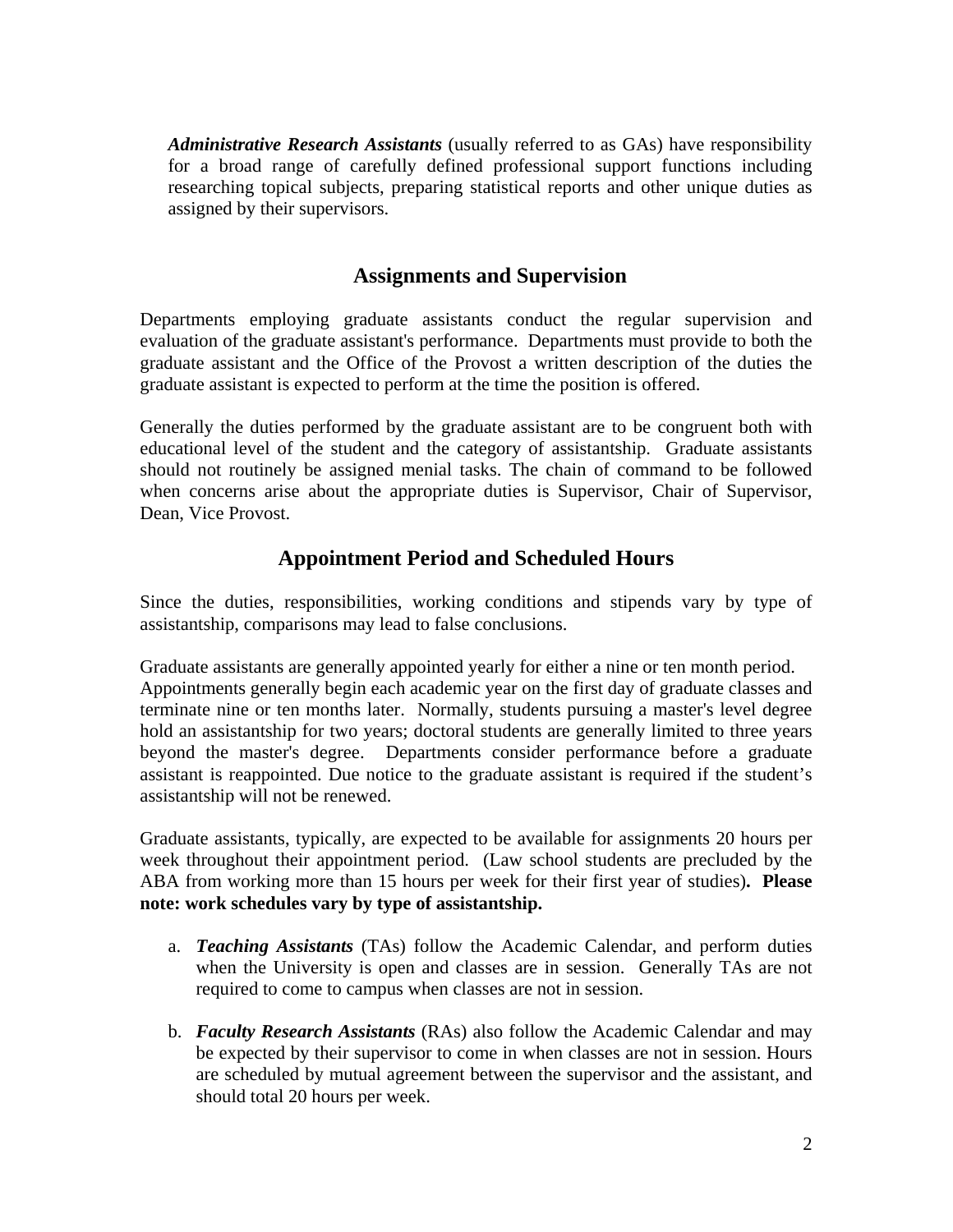***Administrative Research Assistants*** (usually referred to as GAs) have responsibility for a broad range of carefully defined professional support functions including researching topical subjects, preparing statistical reports and other unique duties as assigned by their supervisors.

## Assignments and Supervision

Departments employing graduate assistants conduct the regular supervision and evaluation of the graduate assistant's performance. Departments must provide to both the graduate assistant and the Office of the Provost a written description of the duties the graduate assistant is expected to perform at the time the position is offered.

Generally the duties performed by the graduate assistant are to be congruent both with educational level of the student and the category of assistantship. Graduate assistants should not routinely be assigned menial tasks. The chain of command to be followed when concerns arise about the appropriate duties is Supervisor, Chair of Supervisor, Dean, Vice Provost.

## Appointment Period and Scheduled Hours

Since the duties, responsibilities, working conditions and stipends vary by type of assistantship, comparisons may lead to false conclusions.

Graduate assistants are generally appointed yearly for either a nine or ten month period. Appointments generally begin each academic year on the first day of graduate classes and terminate nine or ten months later. Normally, students pursuing a master's level degree hold an assistantship for two years; doctoral students are generally limited to three years beyond the master's degree. Departments consider performance before a graduate assistant is reappointed. Due notice to the graduate assistant is required if the student's assistantship will not be renewed.

Graduate assistants, typically, are expected to be available for assignments 20 hours per week throughout their appointment period. (Law school students are precluded by the ABA from working more than 15 hours per week for their first year of studies)**. Please note: work schedules vary by type of assistantship.**

a. ***Teaching Assistants*** (TAs) follow the Academic Calendar, and perform duties when the University is open and classes are in session. Generally TAs are not required to come to campus when classes are not in session.

b. ***Faculty Research Assistants*** (RAs) also follow the Academic Calendar and may be expected by their supervisor to come in when classes are not in session. Hours are scheduled by mutual agreement between the supervisor and the assistant, and should total 20 hours per week.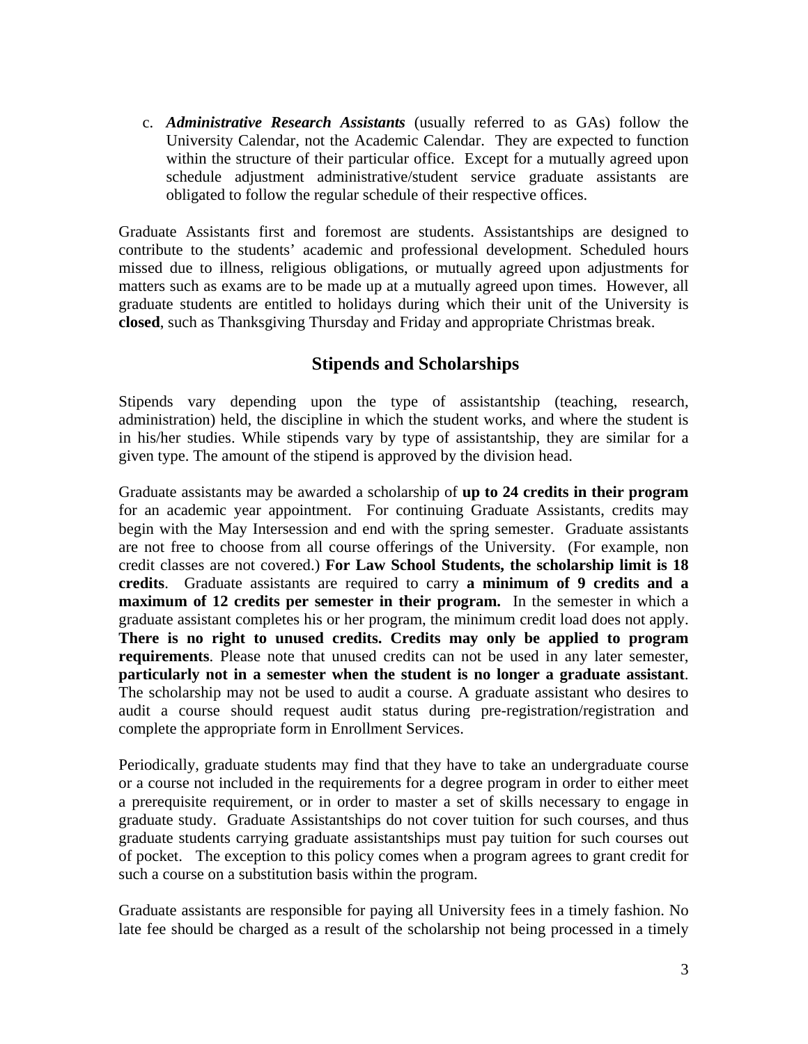c. ***Administrative Research Assistants*** (usually referred to as GAs) follow the University Calendar, not the Academic Calendar. They are expected to function within the structure of their particular office. Except for a mutually agreed upon schedule adjustment administrative/student service graduate assistants are obligated to follow the regular schedule of their respective offices.

Graduate Assistants first and foremost are students. Assistantships are designed to contribute to the students' academic and professional development. Scheduled hours missed due to illness, religious obligations, or mutually agreed upon adjustments for matters such as exams are to be made up at a mutually agreed upon times. However, all graduate students are entitled to holidays during which their unit of the University is **closed**, such as Thanksgiving Thursday and Friday and appropriate Christmas break.

## Stipends and Scholarships

Stipends vary depending upon the type of assistantship (teaching, research, administration) held, the discipline in which the student works, and where the student is in his/her studies. While stipends vary by type of assistantship, they are similar for a given type. The amount of the stipend is approved by the division head.

Graduate assistants may be awarded a scholarship of **up to 24 credits in their program** for an academic year appointment. For continuing Graduate Assistants, credits may begin with the May Intersession and end with the spring semester. Graduate assistants are not free to choose from all course offerings of the University. (For example, non credit classes are not covered.) **For Law School Students, the scholarship limit is 18 credits**. Graduate assistants are required to carry **a minimum of 9 credits and a maximum of 12 credits per semester in their program.** In the semester in which a graduate assistant completes his or her program, the minimum credit load does not apply. **There is no right to unused credits. Credits may only be applied to program requirements**. Please note that unused credits can not be used in any later semester, **particularly not in a semester when the student is no longer a graduate assistant**. The scholarship may not be used to audit a course. A graduate assistant who desires to audit a course should request audit status during pre-registration/registration and complete the appropriate form in Enrollment Services.

Periodically, graduate students may find that they have to take an undergraduate course or a course not included in the requirements for a degree program in order to either meet a prerequisite requirement, or in order to master a set of skills necessary to engage in graduate study. Graduate Assistantships do not cover tuition for such courses, and thus graduate students carrying graduate assistantships must pay tuition for such courses out of pocket. The exception to this policy comes when a program agrees to grant credit for such a course on a substitution basis within the program.

Graduate assistants are responsible for paying all University fees in a timely fashion. No late fee should be charged as a result of the scholarship not being processed in a timely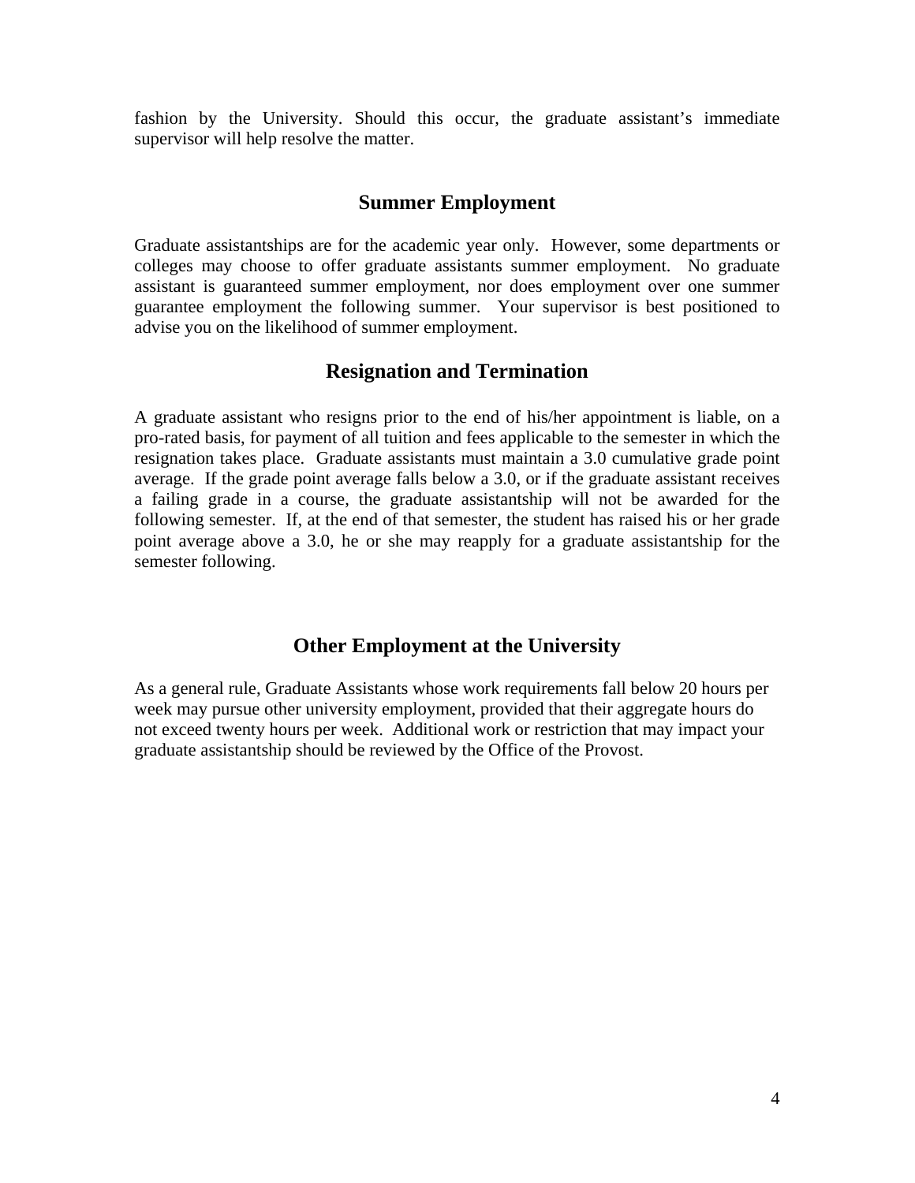fashion by the University. Should this occur, the graduate assistant's immediate supervisor will help resolve the matter.

## Summer Employment

Graduate assistantships are for the academic year only. However, some departments or colleges may choose to offer graduate assistants summer employment. No graduate assistant is guaranteed summer employment, nor does employment over one summer guarantee employment the following summer. Your supervisor is best positioned to advise you on the likelihood of summer employment.

## Resignation and Termination

A graduate assistant who resigns prior to the end of his/her appointment is liable, on a pro-rated basis, for payment of all tuition and fees applicable to the semester in which the resignation takes place. Graduate assistants must maintain a 3.0 cumulative grade point average. If the grade point average falls below a 3.0, or if the graduate assistant receives a failing grade in a course, the graduate assistantship will not be awarded for the following semester. If, at the end of that semester, the student has raised his or her grade point average above a 3.0, he or she may reapply for a graduate assistantship for the semester following.

## Other Employment at the University

As a general rule, Graduate Assistants whose work requirements fall below 20 hours per week may pursue other university employment, provided that their aggregate hours do not exceed twenty hours per week. Additional work or restriction that may impact your graduate assistantship should be reviewed by the Office of the Provost.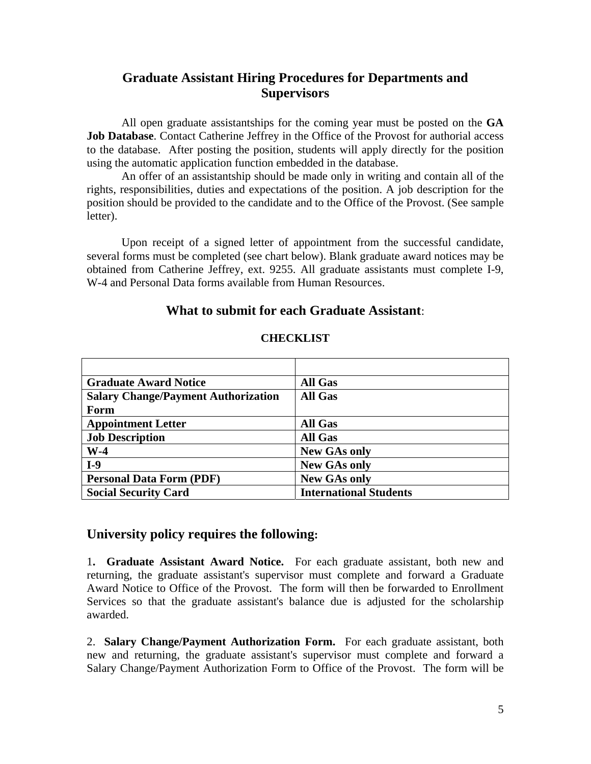## Graduate Assistant Hiring Procedures for Departments and Supervisors

All open graduate assistantships for the coming year must be posted on the **GA Job Database**. Contact Catherine Jeffrey in the Office of the Provost for authorial access to the database. After posting the position, students will apply directly for the position using the automatic application function embedded in the database.

An offer of an assistantship should be made only in writing and contain all of the rights, responsibilities, duties and expectations of the position. A job description for the position should be provided to the candidate and to the Office of the Provost. (See sample letter).

Upon receipt of a signed letter of appointment from the successful candidate, several forms must be completed (see chart below). Blank graduate award notices may be obtained from Catherine Jeffrey, ext. 9255. All graduate assistants must complete I-9, W-4 and Personal Data forms available from Human Resources.

### What to submit for each Graduate Assistant:

**CHECKLIST**

| | |
|---|---|
| **Graduate Award Notice** | **All Gas** |
| **Salary Change/Payment Authorization Form** | **All Gas** |
| **Appointment Letter** | **All Gas** |
| **Job Description** | **All Gas** |
| **W-4** | **New GAs only** |
| **I-9** | **New GAs only** |
| **Personal Data Form (PDF)** | **New GAs only** |
| **Social Security Card** | **International Students** |

### University policy requires the following:

1**. Graduate Assistant Award Notice.** For each graduate assistant, both new and returning, the graduate assistant's supervisor must complete and forward a Graduate Award Notice to Office of the Provost. The form will then be forwarded to Enrollment Services so that the graduate assistant's balance due is adjusted for the scholarship awarded.

2. **Salary Change/Payment Authorization Form.** For each graduate assistant, both new and returning, the graduate assistant's supervisor must complete and forward a Salary Change/Payment Authorization Form to Office of the Provost. The form will be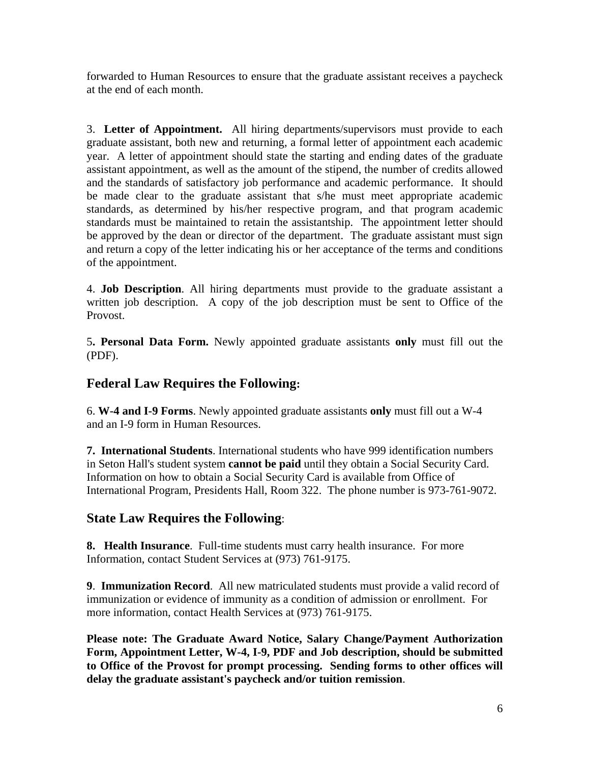forwarded to Human Resources to ensure that the graduate assistant receives a paycheck at the end of each month.

3. **Letter of Appointment.** All hiring departments/supervisors must provide to each graduate assistant, both new and returning, a formal letter of appointment each academic year. A letter of appointment should state the starting and ending dates of the graduate assistant appointment, as well as the amount of the stipend, the number of credits allowed and the standards of satisfactory job performance and academic performance. It should be made clear to the graduate assistant that s/he must meet appropriate academic standards, as determined by his/her respective program, and that program academic standards must be maintained to retain the assistantship. The appointment letter should be approved by the dean or director of the department. The graduate assistant must sign and return a copy of the letter indicating his or her acceptance of the terms and conditions of the appointment.

4. **Job Description**. All hiring departments must provide to the graduate assistant a written job description. A copy of the job description must be sent to Office of the Provost.

5**. Personal Data Form.** Newly appointed graduate assistants **only** must fill out the (PDF).

## Federal Law Requires the Following:

6. **W-4 and I-9 Forms**. Newly appointed graduate assistants **only** must fill out a W-4 and an I-9 form in Human Resources.

**7. International Students**. International students who have 999 identification numbers in Seton Hall's student system **cannot be paid** until they obtain a Social Security Card. Information on how to obtain a Social Security Card is available from Office of International Program, Presidents Hall, Room 322. The phone number is 973-761-9072.

## State Law Requires the Following:

**8. Health Insurance**. Full-time students must carry health insurance. For more Information, contact Student Services at (973) 761-9175.

**9**. **Immunization Record**. All new matriculated students must provide a valid record of immunization or evidence of immunity as a condition of admission or enrollment. For more information, contact Health Services at (973) 761-9175.

**Please note: The Graduate Award Notice, Salary Change/Payment Authorization Form, Appointment Letter, W-4, I-9, PDF and Job description, should be submitted to Office of the Provost for prompt processing. Sending forms to other offices will delay the graduate assistant's paycheck and/or tuition remission**.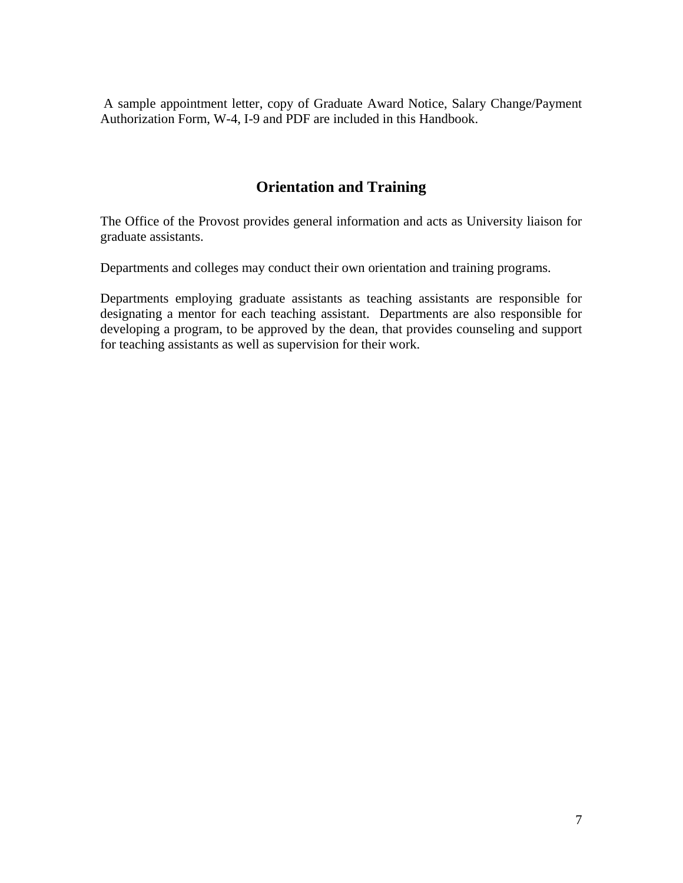A sample appointment letter, copy of Graduate Award Notice, Salary Change/Payment Authorization Form, W-4, I-9 and PDF are included in this Handbook.

## Orientation and Training

The Office of the Provost provides general information and acts as University liaison for graduate assistants.

Departments and colleges may conduct their own orientation and training programs.

Departments employing graduate assistants as teaching assistants are responsible for designating a mentor for each teaching assistant. Departments are also responsible for developing a program, to be approved by the dean, that provides counseling and support for teaching assistants as well as supervision for their work.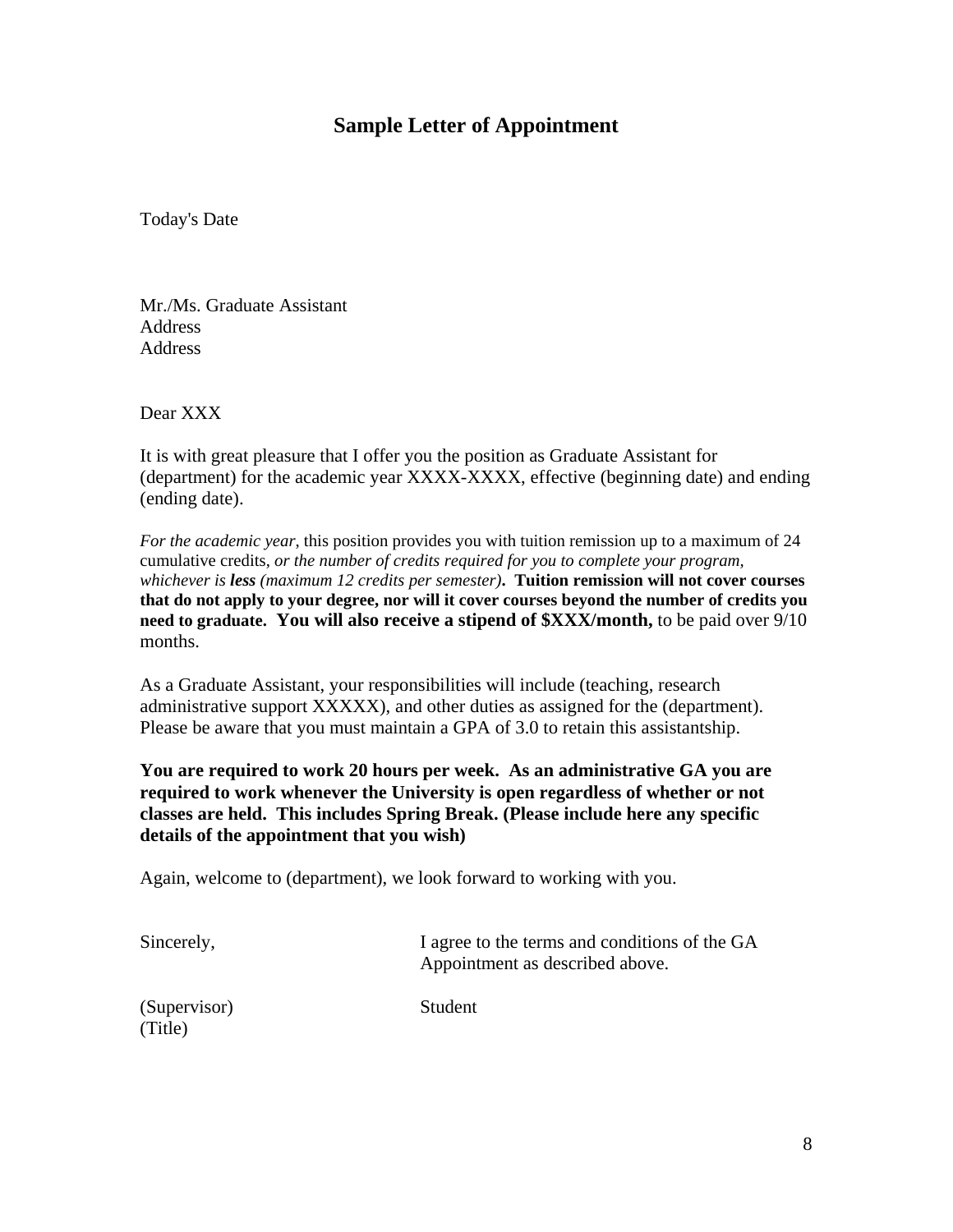# Sample Letter of Appointment

Today's Date

Mr./Ms. Graduate Assistant
Address
Address

Dear XXX

It is with great pleasure that I offer you the position as Graduate Assistant for (department) for the academic year XXXX-XXXX, effective (beginning date) and ending (ending date).

*For the academic year*, this position provides you with tuition remission up to a maximum of 24 cumulative credits, *or the number of credits required for you to complete your program, whichever is **less** (maximum 12 credits per semester)*. **Tuition remission will not cover courses that do not apply to your degree, nor will it cover courses beyond the number of credits you need to graduate. You will also receive a stipend of $XXX/month,** to be paid over 9/10 months.

As a Graduate Assistant, your responsibilities will include (teaching, research administrative support XXXXX), and other duties as assigned for the (department). Please be aware that you must maintain a GPA of 3.0 to retain this assistantship.

**You are required to work 20 hours per week. As an administrative GA you are required to work whenever the University is open regardless of whether or not classes are held. This includes Spring Break. (Please include here any specific details of the appointment that you wish)**

Again, welcome to (department), we look forward to working with you.

Sincerely,

(Supervisor)
(Title)

I agree to the terms and conditions of the GA Appointment as described above.

Student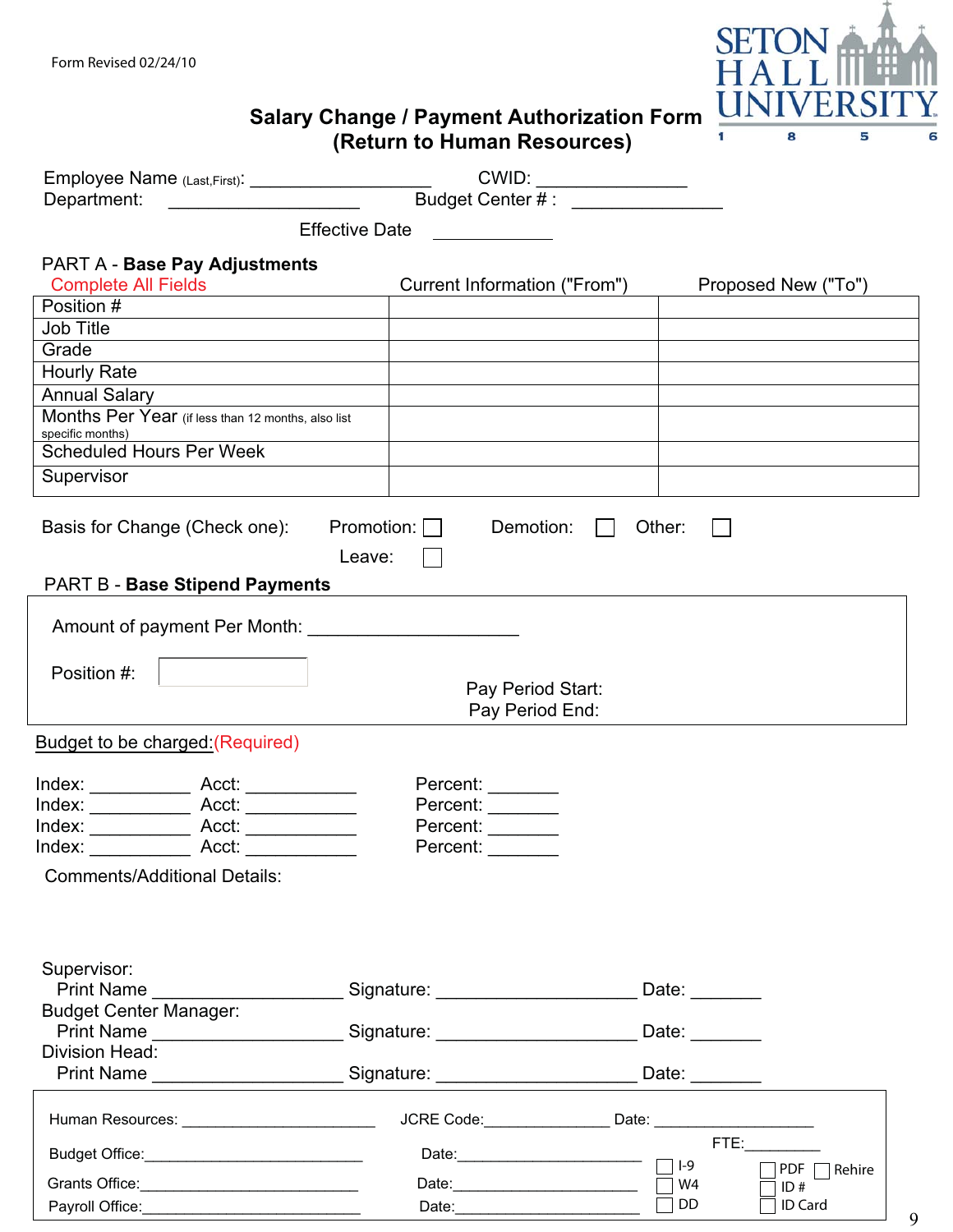Form Revised 02/24/10

SETON HALL UNIVERSITY 1856

# Salary Change / Payment Authorization Form (Return to Human Resources)

Employee Name (Last,First): ___________________ CWID: _______________

Department: ___________________ Budget Center # : _______________

Effective Date ____________

## PART A - **Base Pay Adjustments**

Complete All Fields

| | Current Information ("From") | Proposed New ("To") |
|---|---|---|
| Position # | | |
| Job Title | | |
| Grade | | |
| Hourly Rate | | |
| Annual Salary | | |
| Months Per Year (if less than 12 months, also list specific months) | | |
| Scheduled Hours Per Week | | |
| Supervisor | | |

Basis for Change (Check one): Promotion: ☐ Demotion: ☐ Other: ☐

Leave: ☐

## PART B - **Base Stipend Payments**

Amount of payment Per Month: ____________________

Position #: __________

Pay Period Start:

Pay Period End:

Budget to be charged:(Required)

Index: __________ Acct: __________ Percent: _______

Index: __________ Acct: __________ Percent: _______

Index: __________ Acct: __________ Percent: _______

Index: __________ Acct: __________ Percent: _______

Comments/Additional Details:

Supervisor:

Print Name __________________ Signature: ____________________ Date: _______

Budget Center Manager:

Print Name __________________ Signature: ____________________ Date: _______

Division Head:

Print Name __________________ Signature: ____________________ Date: _______

Human Resources: ______________________ JCRE Code:_____________ Date: __________________

Budget Office:________________________ Date:____________________ FTE:_________

Grants Office:________________________ Date:____________________

Payroll Office:________________________ Date:____________________

☐ I-9 ☐ W4 ☐ DD

☐ PDF ☐ Rehire ☐ ID # ☐ ID Card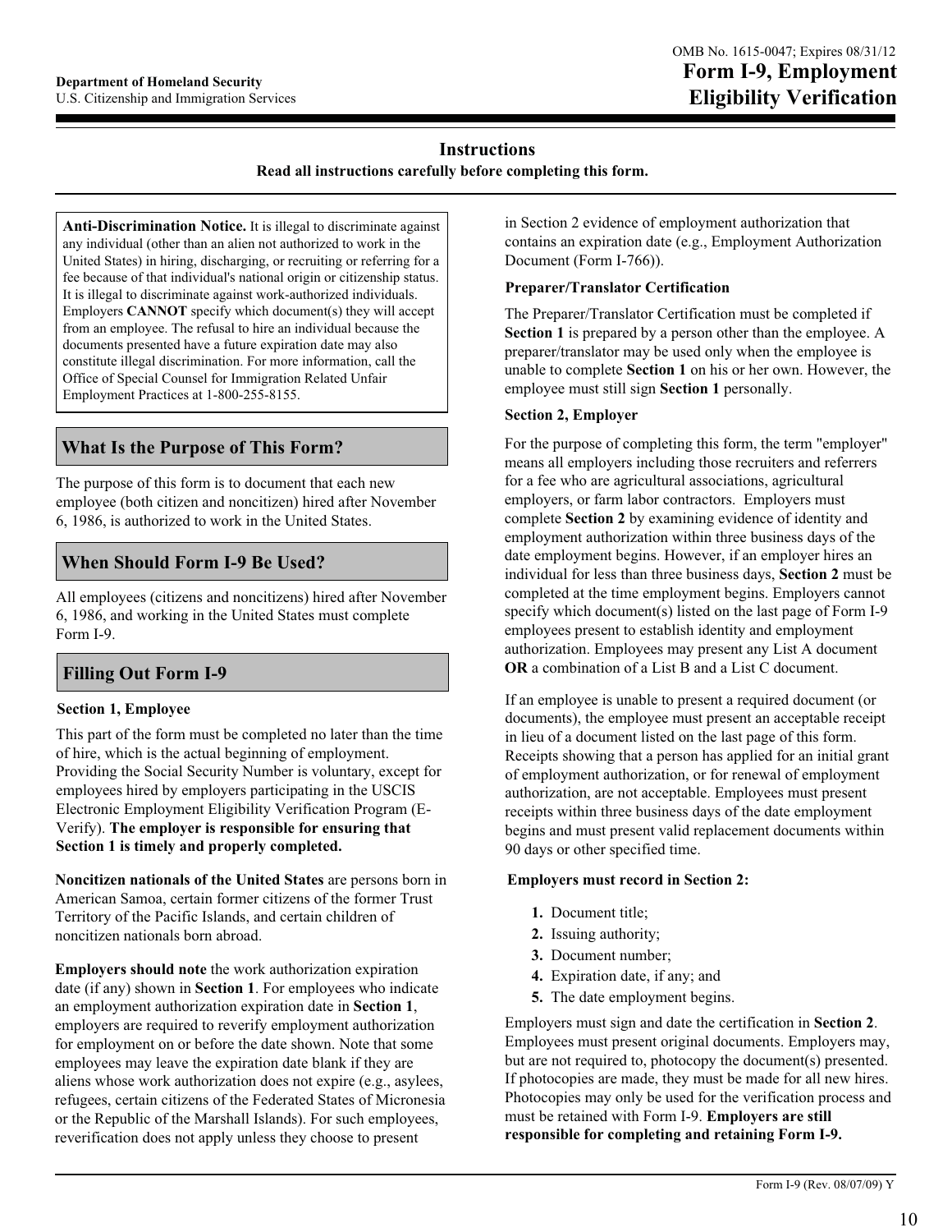Department of Homeland Security
U.S. Citizenship and Immigration Services

OMB No. 1615-0047; Expires 08/31/12

# Form I-9, Employment Eligibility Verification

## Instructions

**Read all instructions carefully before completing this form.**

**Anti-Discrimination Notice.** It is illegal to discriminate against any individual (other than an alien not authorized to work in the United States) in hiring, discharging, or recruiting or referring for a fee because of that individual's national origin or citizenship status. It is illegal to discriminate against work-authorized individuals. Employers **CANNOT** specify which document(s) they will accept from an employee. The refusal to hire an individual because the documents presented have a future expiration date may also constitute illegal discrimination. For more information, call the Office of Special Counsel for Immigration Related Unfair Employment Practices at 1-800-255-8155.

## What Is the Purpose of This Form?

The purpose of this form is to document that each new employee (both citizen and noncitizen) hired after November 6, 1986, is authorized to work in the United States.

## When Should Form I-9 Be Used?

All employees (citizens and noncitizens) hired after November 6, 1986, and working in the United States must complete Form I-9.

## Filling Out Form I-9

### Section 1, Employee

This part of the form must be completed no later than the time of hire, which is the actual beginning of employment. Providing the Social Security Number is voluntary, except for employees hired by employers participating in the USCIS Electronic Employment Eligibility Verification Program (E-Verify). **The employer is responsible for ensuring that Section 1 is timely and properly completed.**

**Noncitizen nationals of the United States** are persons born in American Samoa, certain former citizens of the former Trust Territory of the Pacific Islands, and certain children of noncitizen nationals born abroad.

**Employers should note** the work authorization expiration date (if any) shown in **Section 1**. For employees who indicate an employment authorization expiration date in **Section 1**, employers are required to reverify employment authorization for employment on or before the date shown. Note that some employees may leave the expiration date blank if they are aliens whose work authorization does not expire (e.g., asylees, refugees, certain citizens of the Federated States of Micronesia or the Republic of the Marshall Islands). For such employees, reverification does not apply unless they choose to present in Section 2 evidence of employment authorization that contains an expiration date (e.g., Employment Authorization Document (Form I-766)).

### Preparer/Translator Certification

The Preparer/Translator Certification must be completed if **Section 1** is prepared by a person other than the employee. A preparer/translator may be used only when the employee is unable to complete **Section 1** on his or her own. However, the employee must still sign **Section 1** personally.

### Section 2, Employer

For the purpose of completing this form, the term "employer" means all employers including those recruiters and referrers for a fee who are agricultural associations, agricultural employers, or farm labor contractors. Employers must complete **Section 2** by examining evidence of identity and employment authorization within three business days of the date employment begins. However, if an employer hires an individual for less than three business days, **Section 2** must be completed at the time employment begins. Employers cannot specify which document(s) listed on the last page of Form I-9 employees present to establish identity and employment authorization. Employees may present any List A document **OR** a combination of a List B and a List C document.

If an employee is unable to present a required document (or documents), the employee must present an acceptable receipt in lieu of a document listed on the last page of this form. Receipts showing that a person has applied for an initial grant of employment authorization, or for renewal of employment authorization, are not acceptable. Employees must present receipts within three business days of the date employment begins and must present valid replacement documents within 90 days or other specified time.

**Employers must record in Section 2:**

1. Document title;
2. Issuing authority;
3. Document number;
4. Expiration date, if any; and
5. The date employment begins.

Employers must sign and date the certification in **Section 2**. Employees must present original documents. Employers may, but are not required to, photocopy the document(s) presented. If photocopies are made, they must be made for all new hires. Photocopies may only be used for the verification process and must be retained with Form I-9. **Employers are still responsible for completing and retaining Form I-9.**

Form I-9 (Rev. 08/07/09) Y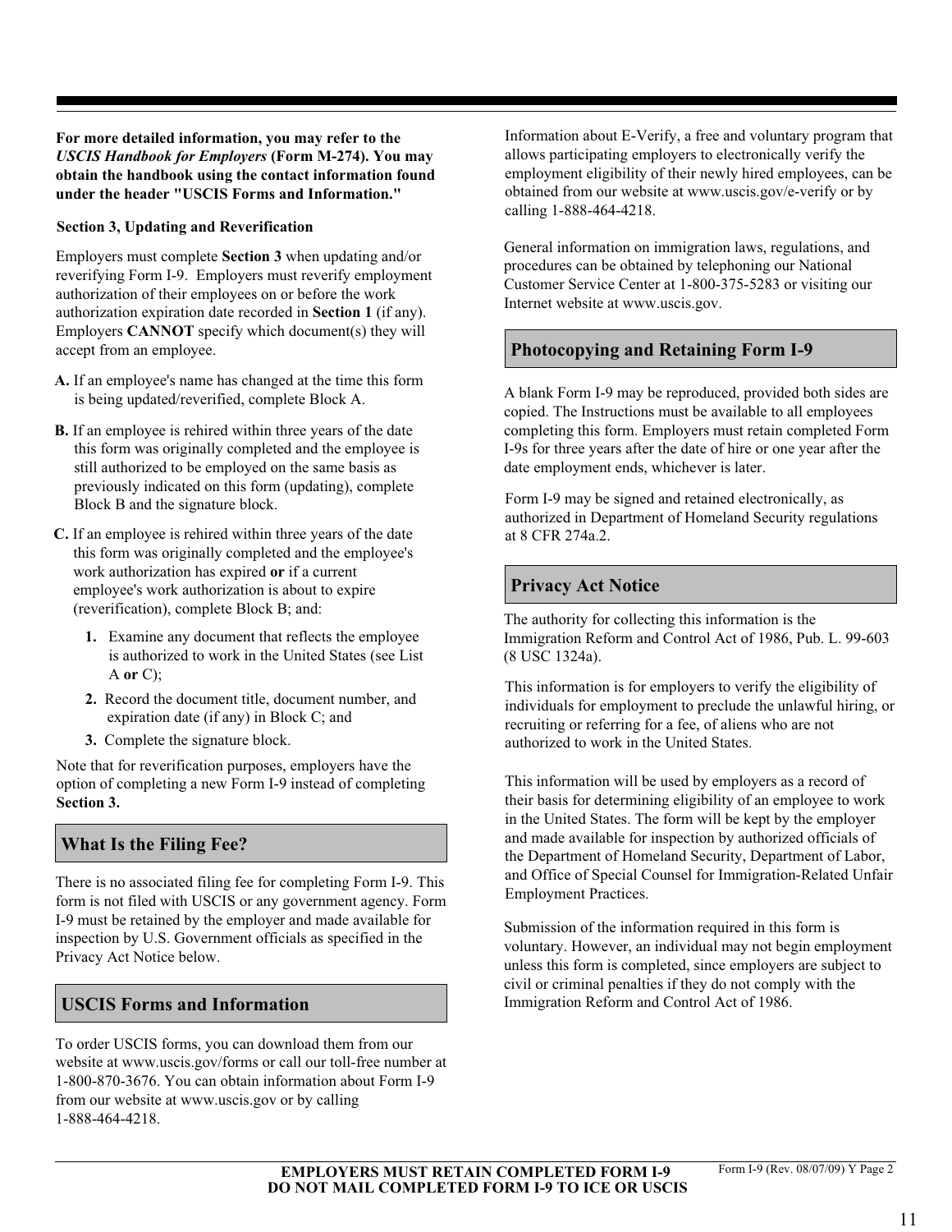**For more detailed information, you may refer to the *USCIS Handbook for Employers* (Form M-274). You may obtain the handbook using the contact information found under the header "USCIS Forms and Information."**

**Section 3, Updating and Reverification**

Employers must complete **Section 3** when updating and/or reverifying Form I-9. Employers must reverify employment authorization of their employees on or before the work authorization expiration date recorded in **Section 1** (if any). Employers **CANNOT** specify which document(s) they will accept from an employee.

**A.** If an employee's name has changed at the time this form is being updated/reverified, complete Block A.

**B.** If an employee is rehired within three years of the date this form was originally completed and the employee is still authorized to be employed on the same basis as previously indicated on this form (updating), complete Block B and the signature block.

**C.** If an employee is rehired within three years of the date this form was originally completed and the employee's work authorization has expired **or** if a current employee's work authorization is about to expire (reverification), complete Block B; and:

1. Examine any document that reflects the employee is authorized to work in the United States (see List A **or** C);
2. Record the document title, document number, and expiration date (if any) in Block C; and
3. Complete the signature block.

Note that for reverification purposes, employers have the option of completing a new Form I-9 instead of completing **Section 3.**

## What Is the Filing Fee?

There is no associated filing fee for completing Form I-9. This form is not filed with USCIS or any government agency. Form I-9 must be retained by the employer and made available for inspection by U.S. Government officials as specified in the Privacy Act Notice below.

## USCIS Forms and Information

To order USCIS forms, you can download them from our website at www.uscis.gov/forms or call our toll-free number at 1-800-870-3676. You can obtain information about Form I-9 from our website at www.uscis.gov or by calling 1-888-464-4218.

Information about E-Verify, a free and voluntary program that allows participating employers to electronically verify the employment eligibility of their newly hired employees, can be obtained from our website at www.uscis.gov/e-verify or by calling 1-888-464-4218.

General information on immigration laws, regulations, and procedures can be obtained by telephoning our National Customer Service Center at 1-800-375-5283 or visiting our Internet website at www.uscis.gov.

## Photocopying and Retaining Form I-9

A blank Form I-9 may be reproduced, provided both sides are copied. The Instructions must be available to all employees completing this form. Employers must retain completed Form I-9s for three years after the date of hire or one year after the date employment ends, whichever is later.

Form I-9 may be signed and retained electronically, as authorized in Department of Homeland Security regulations at 8 CFR 274a.2.

## Privacy Act Notice

The authority for collecting this information is the Immigration Reform and Control Act of 1986, Pub. L. 99-603 (8 USC 1324a).

This information is for employers to verify the eligibility of individuals for employment to preclude the unlawful hiring, or recruiting or referring for a fee, of aliens who are not authorized to work in the United States.

This information will be used by employers as a record of their basis for determining eligibility of an employee to work in the United States. The form will be kept by the employer and made available for inspection by authorized officials of the Department of Homeland Security, Department of Labor, and Office of Special Counsel for Immigration-Related Unfair Employment Practices.

Submission of the information required in this form is voluntary. However, an individual may not begin employment unless this form is completed, since employers are subject to civil or criminal penalties if they do not comply with the Immigration Reform and Control Act of 1986.

**EMPLOYERS MUST RETAIN COMPLETED FORM I-9**
**DO NOT MAIL COMPLETED FORM I-9 TO ICE OR USCIS**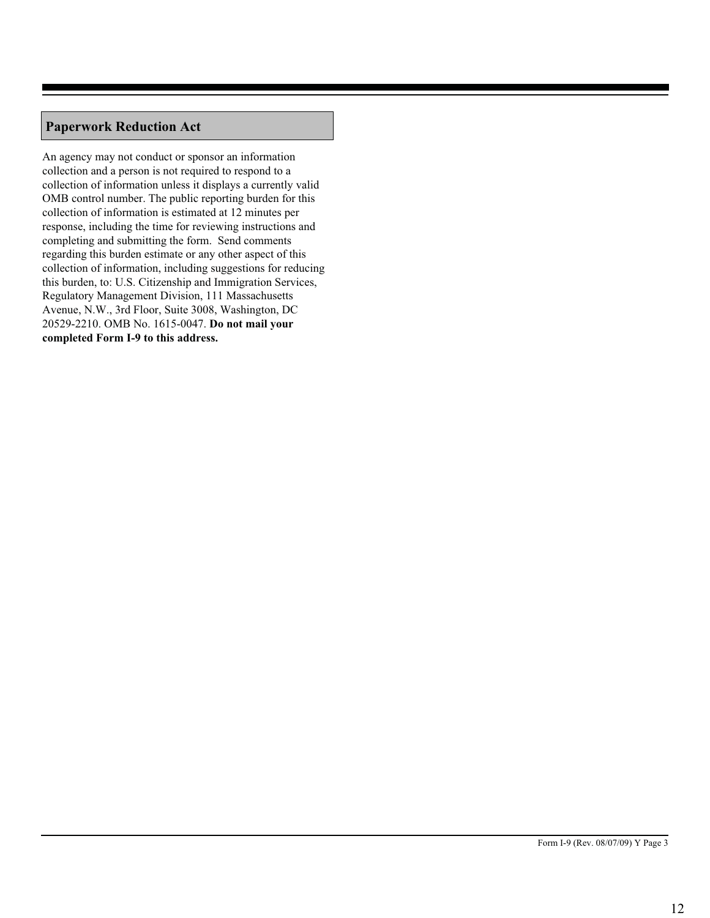## Paperwork Reduction Act

An agency may not conduct or sponsor an information collection and a person is not required to respond to a collection of information unless it displays a currently valid OMB control number. The public reporting burden for this collection of information is estimated at 12 minutes per response, including the time for reviewing instructions and completing and submitting the form. Send comments regarding this burden estimate or any other aspect of this collection of information, including suggestions for reducing this burden, to: U.S. Citizenship and Immigration Services, Regulatory Management Division, 111 Massachusetts Avenue, N.W., 3rd Floor, Suite 3008, Washington, DC 20529-2210. OMB No. 1615-0047. **Do not mail your completed Form I-9 to this address.**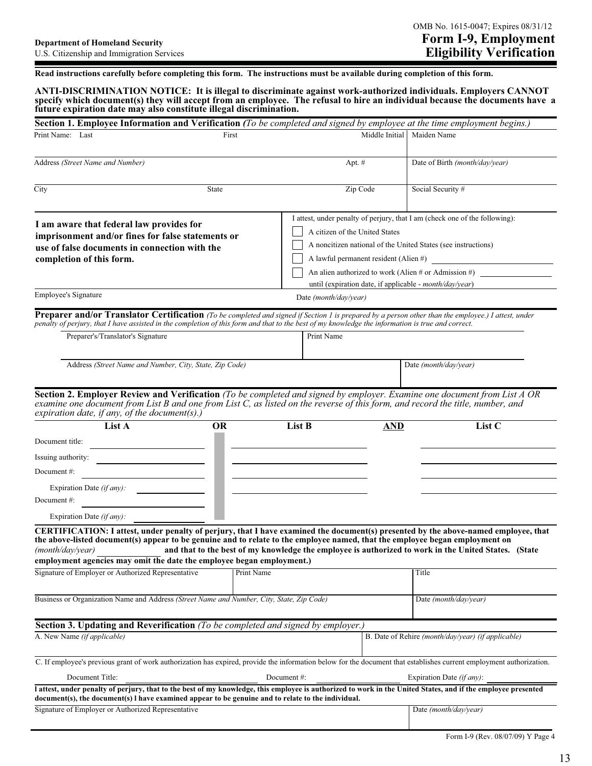OMB No. 1615-0047; Expires 08/31/12

**Department of Homeland Security**
U.S. Citizenship and Immigration Services

# Form I-9, Employment Eligibility Verification

**Read instructions carefully before completing this form. The instructions must be available during completion of this form.**

**ANTI-DISCRIMINATION NOTICE: It is illegal to discriminate against work-authorized individuals. Employers CANNOT specify which document(s) they will accept from an employee. The refusal to hire an individual because the documents have a future expiration date may also constitute illegal discrimination.**

## Section 1. Employee Information and Verification *(To be completed and signed by employee at the time employment begins.)*

| Print Name: Last | First | Middle Initial | Maiden Name |
|---|---|---|---|
| | | | |

| Address *(Street Name and Number)* | Apt. # | Date of Birth *(month/day/year)* |
|---|---|---|
| | | |

| City | State | Zip Code | Social Security # |
|---|---|---|---|
| | | | |

**I am aware that federal law provides for imprisonment and/or fines for false statements or use of false documents in connection with the completion of this form.**

I attest, under penalty of perjury, that I am (check one of the following):

- ☐ A citizen of the United States
- ☐ A noncitizen national of the United States (see instructions)
- ☐ A lawful permanent resident (Alien #) ______________
- ☐ An alien authorized to work (Alien # or Admission #) ______________
  until (expiration date, if applicable - *month/day/year*)

| Employee's Signature | Date *(month/day/year)* |
|---|---|
| | |

### Preparer and/or Translator Certification *(To be completed and signed if Section 1 is prepared by a person other than the employee.) I attest, under penalty of perjury, that I have assisted in the completion of this form and that to the best of my knowledge the information is true and correct.*

| Preparer's/Translator's Signature | Print Name |
|---|---|
| | |

| Address *(Street Name and Number, City, State, Zip Code)* | Date *(month/day/year)* |
|---|---|
| | |

## Section 2. Employer Review and Verification *(To be completed and signed by employer. Examine one document from List A OR examine one document from List B and one from List C, as listed on the reverse of this form, and record the title, number, and expiration date, if any, of the document(s).)*

| | List A | OR | List B | AND | List C |
|---|---|---|---|---|---|
| Document title: | | | | | |
| Issuing authority: | | | | | |
| Document #: | | | | | |
| Expiration Date *(if any)*: | | | | | |
| Document #: | | | | | |
| Expiration Date *(if any)*: | | | | | |

**CERTIFICATION: I attest, under penalty of perjury, that I have examined the document(s) presented by the above-named employee, that the above-listed document(s) appear to be genuine and to relate to the employee named, that the employee began employment on** *(month/day/year)* ______________ **and that to the best of my knowledge the employee is authorized to work in the United States. (State employment agencies may omit the date the employee began employment.)**

| Signature of Employer or Authorized Representative | Print Name | Title |
|---|---|---|
| | | |

| Business or Organization Name and Address *(Street Name and Number, City, State, Zip Code)* | Date *(month/day/year)* |
|---|---|
| | |

## Section 3. Updating and Reverification *(To be completed and signed by employer.)*

| A. New Name *(if applicable)* | B. Date of Rehire *(month/day/year) (if applicable)* |
|---|---|
| | |

C. If employee's previous grant of work authorization has expired, provide the information below for the document that establishes current employment authorization.

Document Title: ______________ Document #: ______________ Expiration Date *(if any)*: ______________

**I attest, under penalty of perjury, that to the best of my knowledge, this employee is authorized to work in the United States, and if the employee presented document(s), the document(s) I have examined appear to be genuine and to relate to the individual.**

| Signature of Employer or Authorized Representative | Date *(month/day/year)* |
|---|---|
| | |

Form I-9 (Rev. 08/07/09) Y Page 4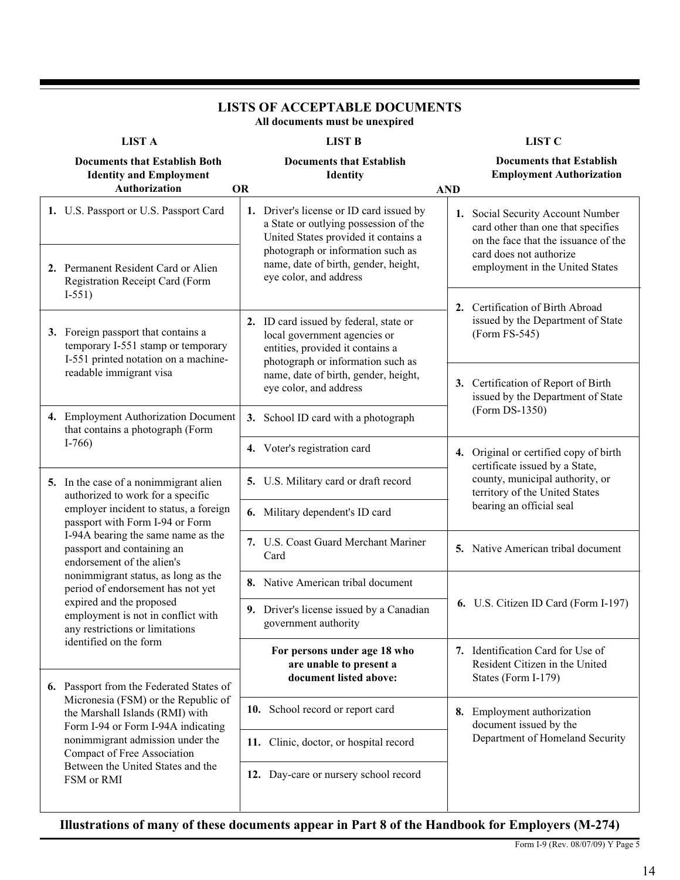## LISTS OF ACCEPTABLE DOCUMENTS

**All documents must be unexpired**

| LIST A<br>**Documents that Establish Both Identity and Employment Authorization** | OR | LIST B<br>**Documents that Establish Identity** | AND | LIST C<br>**Documents that Establish Employment Authorization** |
|---|---|---|---|---|
| **1.** U.S. Passport or U.S. Passport Card | | **1.** Driver's license or ID card issued by a State or outlying possession of the United States provided it contains a photograph or information such as name, date of birth, gender, height, eye color, and address | | **1.** Social Security Account Number card other than one that specifies on the face that the issuance of the card does not authorize employment in the United States |
| **2.** Permanent Resident Card or Alien Registration Receipt Card (Form I-551) | | **2.** ID card issued by federal, state or local government agencies or entities, provided it contains a photograph or information such as name, date of birth, gender, height, eye color, and address | | **2.** Certification of Birth Abroad issued by the Department of State (Form FS-545) |
| **3.** Foreign passport that contains a temporary I-551 stamp or temporary I-551 printed notation on a machine-readable immigrant visa | | **3.** School ID card with a photograph | | **3.** Certification of Report of Birth issued by the Department of State (Form DS-1350) |
| **4.** Employment Authorization Document that contains a photograph (Form I-766) | | **4.** Voter's registration card | | **4.** Original or certified copy of birth certificate issued by a State, county, municipal authority, or territory of the United States bearing an official seal |
| **5.** In the case of a nonimmigrant alien authorized to work for a specific employer incident to status, a foreign passport with Form I-94 or Form I-94A bearing the same name as the passport and containing an endorsement of the alien's nonimmigrant status, as long as the period of endorsement has not yet expired and the proposed employment is not in conflict with any restrictions or limitations identified on the form | | **5.** U.S. Military card or draft record | | **5.** Native American tribal document |
| **6.** Passport from the Federated States of Micronesia (FSM) or the Republic of the Marshall Islands (RMI) with Form I-94 or Form I-94A indicating nonimmigrant admission under the Compact of Free Association Between the United States and the FSM or RMI | | **6.** Military dependent's ID card | | **6.** U.S. Citizen ID Card (Form I-197) |
| | | **7.** U.S. Coast Guard Merchant Mariner Card | | **7.** Identification Card for Use of Resident Citizen in the United States (Form I-179) |
| | | **8.** Native American tribal document | | **8.** Employment authorization document issued by the Department of Homeland Security |
| | | **9.** Driver's license issued by a Canadian government authority | | |
| | | **For persons under age 18 who are unable to present a document listed above:** | | |
| | | **10.** School record or report card | | |
| | | **11.** Clinic, doctor, or hospital record | | |
| | | **12.** Day-care or nursery school record | | |

**Illustrations of many of these documents appear in Part 8 of the Handbook for Employers (M-274)**

Form I-9 (Rev. 08/07/09) Y Page 5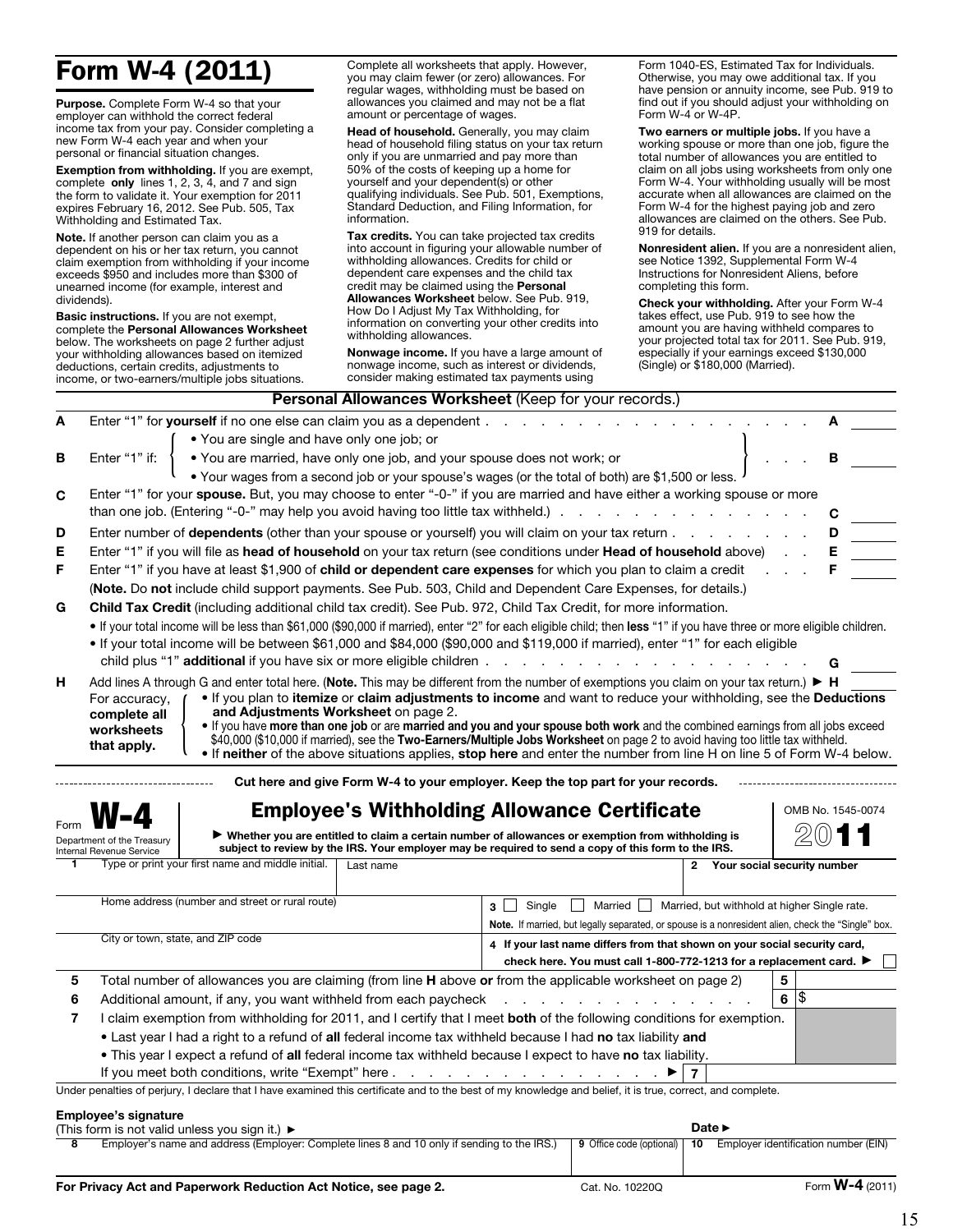# Form W-4 (2011)

**Purpose.** Complete Form W-4 so that your employer can withhold the correct federal income tax from your pay. Consider completing a new Form W-4 each year and when your personal or financial situation changes.

**Exemption from withholding.** If you are exempt, complete **only** lines 1, 2, 3, 4, and 7 and sign the form to validate it. Your exemption for 2011 expires February 16, 2012. See Pub. 505, Tax Withholding and Estimated Tax.

**Note.** If another person can claim you as a dependent on his or her tax return, you cannot claim exemption from withholding if your income exceeds $950 and includes more than $300 of unearned income (for example, interest and dividends).

**Basic instructions.** If you are not exempt, complete the **Personal Allowances Worksheet** below. The worksheets on page 2 further adjust your withholding allowances based on itemized deductions, certain credits, adjustments to income, or two-earners/multiple jobs situations.

Complete all worksheets that apply. However, you may claim fewer (or zero) allowances. For regular wages, withholding must be based on allowances you claimed and may not be a flat amount or percentage of wages.

**Head of household.** Generally, you may claim head of household filing status on your tax return only if you are unmarried and pay more than 50% of the costs of keeping up a home for yourself and your dependent(s) or other qualifying individuals. See Pub. 501, Exemptions, Standard Deduction, and Filing Information, for information.

**Tax credits.** You can take projected tax credits into account in figuring your allowable number of withholding allowances. Credits for child or dependent care expenses and the child tax credit may be claimed using the **Personal Allowances Worksheet** below. See Pub. 919, How Do I Adjust My Tax Withholding, for information on converting your other credits into withholding allowances.

**Nonwage income.** If you have a large amount of nonwage income, such as interest or dividends, consider making estimated tax payments using Form 1040-ES, Estimated Tax for Individuals. Otherwise, you may owe additional tax. If you have pension or annuity income, see Pub. 919 to find out if you should adjust your withholding on Form W-4 or W-4P.

**Two earners or multiple jobs.** If you have a working spouse or more than one job, figure the total number of allowances you are entitled to claim on all jobs using worksheets from only one Form W-4. Your withholding usually will be most accurate when all allowances are claimed on the Form W-4 for the highest paying job and zero allowances are claimed on the others. See Pub. 919 for details.

**Nonresident alien.** If you are a nonresident alien, see Notice 1392, Supplemental Form W-4 Instructions for Nonresident Aliens, before completing this form.

**Check your withholding.** After your Form W-4 takes effect, use Pub. 919 to see how the amount you are having withheld compares to your projected total tax for 2011. See Pub. 919, especially if your earnings exceed $130,000 (Single) or $180,000 (Married).

## Personal Allowances Worksheet (Keep for your records.)

**A** Enter "1" for **yourself** if no one else can claim you as a dependent . . . . . **A** ____

**B** Enter "1" if:
- You are single and have only one job; or
- You are married, have only one job, and your spouse does not work; or
- Your wages from a second job or your spouse's wages (or the total of both) are $1,500 or less.

. . . **B** ____

**C** Enter "1" for your **spouse**. But, you may choose to enter "-0-" if you are married and have either a working spouse or more than one job. (Entering "-0-" may help you avoid having too little tax withheld.) . . . **C** ____

**D** Enter number of **dependents** (other than your spouse or yourself) you will claim on your tax return . . . **D** ____

**E** Enter "1" if you will file as **head of household** on your tax return (see conditions under **Head of household** above) . . **E** ____

**F** Enter "1" if you have at least $1,900 of **child or dependent care expenses** for which you plan to claim a credit . . . **F** ____

(**Note.** Do **not** include child support payments. See Pub. 503, Child and Dependent Care Expenses, for details.)

**G** **Child Tax Credit** (including additional child tax credit). See Pub. 972, Child Tax Credit, for more information.
- If your total income will be less than $61,000 ($90,000 if married), enter "2" for each eligible child; then **less** "1" if you have three or more eligible children.
- If your total income will be between $61,000 and $84,000 ($90,000 and $119,000 if married), enter "1" for each eligible child plus "1" **additional** if you have six or more eligible children . . . **G** ____

**H** Add lines A through G and enter total here. (**Note.** This may be different from the number of exemptions you claim on your tax return.) ► **H** ____

For accuracy, **complete all worksheets that apply.**
- If you plan to **itemize** or **claim adjustments to income** and want to reduce your withholding, see the **Deductions and Adjustments Worksheet** on page 2.
- If you have **more than one job** or are **married and you and your spouse both work** and the combined earnings from all jobs exceed $40,000 ($10,000 if married), see the **Two-Earners/Multiple Jobs Worksheet** on page 2 to avoid having too little tax withheld.
- If **neither** of the above situations applies, **stop here** and enter the number from line H on line 5 of Form W-4 below.

---

**Cut here and give Form W-4 to your employer. Keep the top part for your records.**

---

Form **W-4** — Department of the Treasury, Internal Revenue Service

## Employee's Withholding Allowance Certificate

OMB No. 1545-0074 — **2011**

► **Whether you are entitled to claim a certain number of allowances or exemption from withholding is subject to review by the IRS. Your employer may be required to send a copy of this form to the IRS.**

**1** Type or print your first name and middle initial. | Last name | **2** **Your social security number**

Home address (number and street or rural route) | **3** ☐ Single ☐ Married ☐ Married, but withhold at higher Single rate.

**Note.** If married, but legally separated, or spouse is a nonresident alien, check the "Single" box.

City or town, state, and ZIP code | **4** **If your last name differs from that shown on your social security card, check here. You must call 1-800-772-1213 for a replacement card.** ► ☐

**5** Total number of allowances you are claiming (from line **H** above **or** from the applicable worksheet on page 2) **5** ____

**6** Additional amount, if any, you want withheld from each paycheck . . . **6** $ ____

**7** I claim exemption from withholding for 2011, and I certify that I meet **both** of the following conditions for exemption.
- Last year I had a right to a refund of **all** federal income tax withheld because I had **no** tax liability **and**
- This year I expect a refund of **all** federal income tax withheld because I expect to have **no** tax liability.

If you meet both conditions, write "Exempt" here . . . ► **7** ____

Under penalties of perjury, I declare that I have examined this certificate and to the best of my knowledge and belief, it is true, correct, and complete.

**Employee's signature**
(This form is not valid unless you sign it.) ► **Date** ►

**8** Employer's name and address (Employer: Complete lines 8 and 10 only if sending to the IRS.) | **9** Office code (optional) | **10** Employer identification number (EIN)

**For Privacy Act and Paperwork Reduction Act Notice, see page 2.** Cat. No. 10220Q Form **W-4** (2011)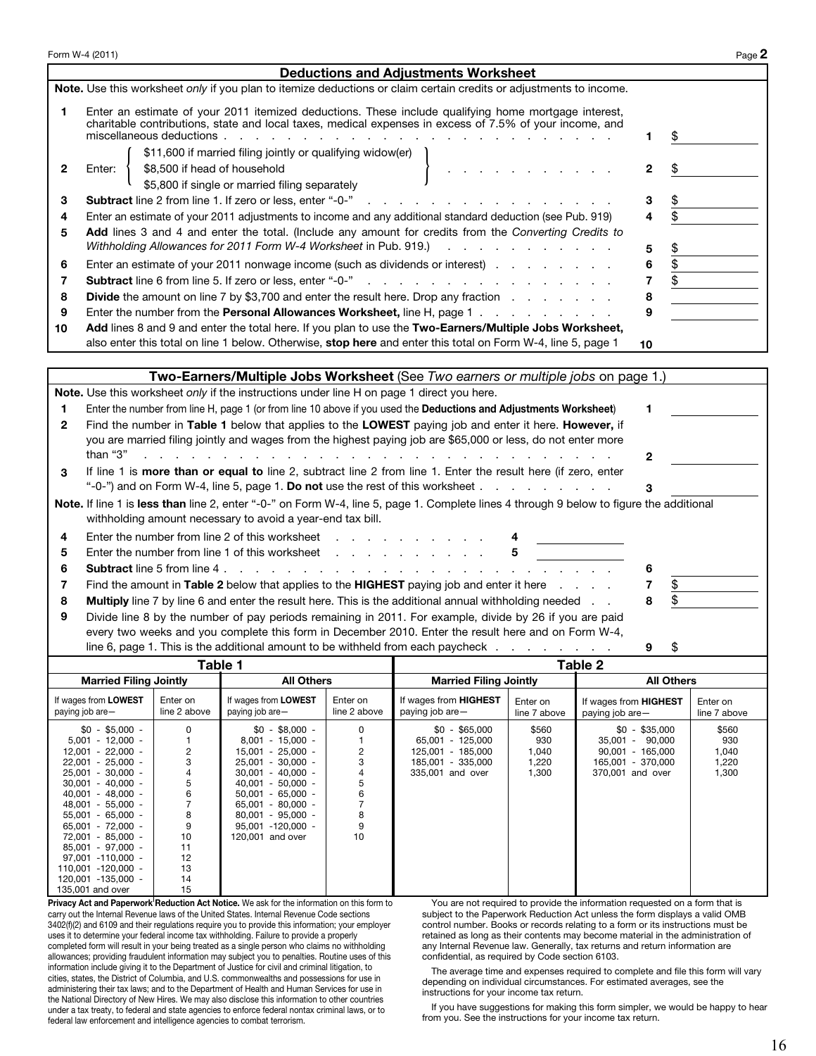## Deductions and Adjustments Worksheet

**Note.** Use this worksheet *only* if you plan to itemize deductions or claim certain credits or adjustments to income.

| | | | |
|---|---|---|---|
| **1** | Enter an estimate of your 2011 itemized deductions. These include qualifying home mortgage interest, charitable contributions, state and local taxes, medical expenses in excess of 7.5% of your income, and miscellaneous deductions | 1 | $ |
| **2** | Enter: { $11,600 if married filing jointly or qualifying widow(er); $8,500 if head of household; $5,800 if single or married filing separately } | 2 | $ |
| **3** | **Subtract** line 2 from line 1. If zero or less, enter "-0-" | 3 | $ |
| **4** | Enter an estimate of your 2011 adjustments to income and any additional standard deduction (see Pub. 919) | 4 | $ |
| **5** | **Add** lines 3 and 4 and enter the total. (Include any amount for credits from the *Converting Credits to Withholding Allowances for 2011 Form W-4 Worksheet* in Pub. 919.) | 5 | $ |
| **6** | Enter an estimate of your 2011 nonwage income (such as dividends or interest) | 6 | $ |
| **7** | **Subtract** line 6 from line 5. If zero or less, enter "-0-" | 7 | $ |
| **8** | **Divide** the amount on line 7 by $3,700 and enter the result here. Drop any fraction | 8 | |
| **9** | Enter the number from the **Personal Allowances Worksheet,** line H, page 1 | 9 | |
| **10** | **Add** lines 8 and 9 and enter the total here. If you plan to use the **Two-Earners/Multiple Jobs Worksheet,** also enter this total on line 1 below. Otherwise, **stop here** and enter this total on Form W-4, line 5, page 1 | 10 | |

## Two-Earners/Multiple Jobs Worksheet (See *Two earners or multiple jobs* on page 1.)

**Note.** Use this worksheet *only* if the instructions under line H on page 1 direct you here.

| | | | |
|---|---|---|---|
| **1** | Enter the number from line H, page 1 (or from line 10 above if you used the **Deductions and Adjustments Worksheet**) | 1 | |
| **2** | Find the number in **Table 1** below that applies to the **LOWEST** paying job and enter it here. **However,** if you are married filing jointly and wages from the highest paying job are $65,000 or less, do not enter more than "3" | 2 | |
| **3** | If line 1 is **more than or equal to** line 2, subtract line 2 from line 1. Enter the result here (if zero, enter "-0-") and on Form W-4, line 5, page 1. **Do not** use the rest of this worksheet | 3 | |

**Note.** If line 1 is **less than** line 2, enter "-0-" on Form W-4, line 5, page 1. Complete lines 4 through 9 below to figure the additional withholding amount necessary to avoid a year-end tax bill.

| | | | |
|---|---|---|---|
| **4** | Enter the number from line 2 of this worksheet ... 4 ______ | | |
| **5** | Enter the number from line 1 of this worksheet ... 5 ______ | | |
| **6** | **Subtract** line 5 from line 4 | 6 | |
| **7** | Find the amount in **Table 2** below that applies to the **HIGHEST** paying job and enter it here | 7 | $ |
| **8** | **Multiply** line 7 by line 6 and enter the result here. This is the additional annual withholding needed | 8 | $ |
| **9** | Divide line 8 by the number of pay periods remaining in 2011. For example, divide by 26 if you are paid every two weeks and you complete this form in December 2010. Enter the result here and on Form W-4, line 6, page 1. This is the additional amount to be withheld from each paycheck | 9 | $ |

### Table 1

| Married Filing Jointly | | All Others | |
|---|---|---|---|
| If wages from **LOWEST** paying job are— | Enter on line 2 above | If wages from **LOWEST** paying job are— | Enter on line 2 above |
| $0 - $5,000 - | 0 | $0 - $8,000 - | 0 |
| 5,001 - 12,000 - | 1 | 8,001 - 15,000 - | 1 |
| 12,001 - 22,000 - | 2 | 15,001 - 25,000 - | 2 |
| 22,001 - 25,000 - | 3 | 25,001 - 30,000 - | 3 |
| 25,001 - 30,000 - | 4 | 30,001 - 40,000 - | 4 |
| 30,001 - 40,000 - | 5 | 40,001 - 50,000 - | 5 |
| 40,001 - 48,000 - | 6 | 50,001 - 65,000 - | 6 |
| 48,001 - 55,000 - | 7 | 65,001 - 80,000 - | 7 |
| 55,001 - 65,000 - | 8 | 80,001 - 95,000 - | 8 |
| 65,001 - 72,000 - | 9 | 95,001 -120,000 - | 9 |
| 72,001 - 85,000 - | 10 | 120,001 and over | 10 |
| 85,001 - 97,000 - | 11 | | |
| 97,001 -110,000 - | 12 | | |
| 110,001 -120,000 - | 13 | | |
| 120,001 -135,000 - | 14 | | |
| 135,001 and over | 15 | | |

### Table 2

| Married Filing Jointly | | All Others | |
|---|---|---|---|
| If wages from **HIGHEST** paying job are— | Enter on line 7 above | If wages from **HIGHEST** paying job are— | Enter on line 7 above |
| $0 - $65,000 | $560 | $0 - $35,000 | $560 |
| 65,001 - 125,000 | 930 | 35,001 - 90,000 | 930 |
| 125,001 - 185,000 | 1,040 | 90,001 - 165,000 | 1,040 |
| 185,001 - 335,000 | 1,220 | 165,001 - 370,000 | 1,220 |
| 335,001 and over | 1,300 | 370,001 and over | 1,300 |

**Privacy Act and Paperwork Reduction Act Notice.** We ask for the information on this form to carry out the Internal Revenue laws of the United States. Internal Revenue Code sections 3402(f)(2) and 6109 and their regulations require you to provide this information; your employer uses it to determine your federal income tax withholding. Failure to provide a properly completed form will result in your being treated as a single person who claims no withholding allowances; providing fraudulent information may subject you to penalties. Routine uses of this information include giving it to the Department of Justice for civil and criminal litigation, to cities, states, the District of Columbia, and U.S. commonwealths and possessions for use in administering their tax laws; and to the Department of Health and Human Services for use in the National Directory of New Hires. We may also disclose this information to other countries under a tax treaty, to federal and state agencies to enforce federal nontax criminal laws, or to federal law enforcement and intelligence agencies to combat terrorism.

You are not required to provide the information requested on a form that is subject to the Paperwork Reduction Act unless the form displays a valid OMB control number. Books or records relating to a form or its instructions must be retained as long as their contents may become material in the administration of any Internal Revenue law. Generally, tax returns and return information are confidential, as required by Code section 6103.

The average time and expenses required to complete and file this form will vary depending on individual circumstances. For estimated averages, see the instructions for your income tax return.

If you have suggestions for making this form simpler, we would be happy to hear from you. See the instructions for your income tax return.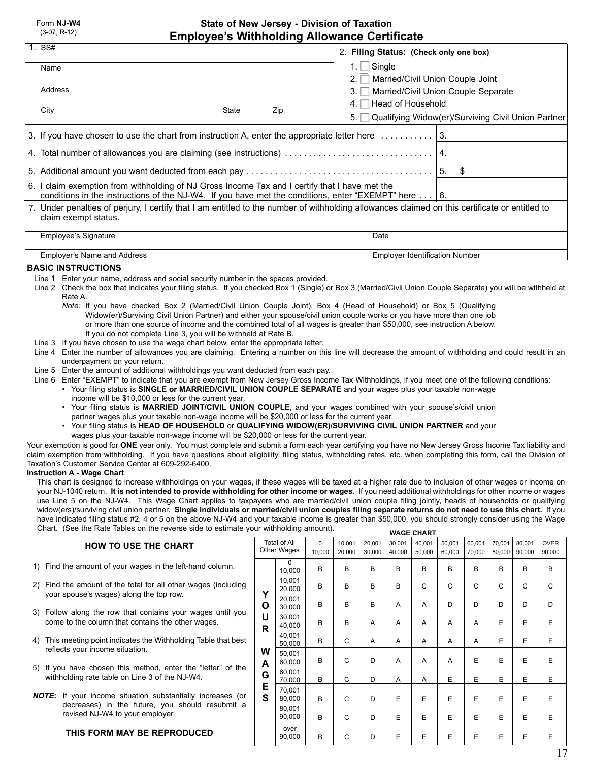Form **NJ-W4**
(3-07, R-12)

# State of New Jersey - Division of Taxation
## Employee's Withholding Allowance Certificate

| 1. SS# | | | 2. **Filing Status: (Check only one box)** |
|---|---|---|---|
| Name | | | 1. ☐ Single |
| | | | 2. ☐ Married/Civil Union Couple Joint |
| Address | | | 3. ☐ Married/Civil Union Couple Separate |
| | | | 4. ☐ Head of Household |
| City | State | Zip | 5. ☐ Qualifying Widow(er)/Surviving Civil Union Partner |

| | |
|---|---|
| 3. If you have chosen to use the chart from instruction A, enter the appropriate letter here . . . . . . . . . . . | 3. |
| 4. Total number of allowances you are claiming (see instructions) . . . . . . . . . . . . . . . . . . . . . . . . . . . . . . | 4. |
| 5. Additional amount you want deducted from each pay . . . . . . . . . . . . . . . . . . . . . . . . . . . . . . . . . . . . . . | 5. $ |
| 6. I claim exemption from withholding of NJ Gross Income Tax and I certify that I have met the conditions in the instructions of the NJ-W4. If you have met the conditions, enter "EXEMPT" here . . . | 6. |

7. Under penalties of perjury, I certify that I am entitled to the number of withholding allowances claimed on this certificate or entitled to claim exempt status.

Employee's Signature — Date

Employer's Name and Address — Employer Identification Number

### BASIC INSTRUCTIONS

Line 1 Enter your name, address and social security number in the spaces provided.

Line 2 Check the box that indicates your filing status. If you checked Box 1 (Single) or Box 3 (Married/Civil Union Couple Separate) you will be withheld at Rate A.

*Note:* If you have checked Box 2 (Married/Civil Union Couple Joint), Box 4 (Head of Household) or Box 5 (Qualifying Widow(er)/Surviving Civil Union Partner) and either your spouse/civil union couple works or you have more than one job or more than one source of income and the combined total of all wages is greater than $50,000, see instruction A below. If you do not complete Line 3, you will be withheld at Rate B.

Line 3 If you have chosen to use the wage chart below, enter the appropriate letter.

Line 4 Enter the number of allowances you are claiming. Entering a number on this line will decrease the amount of withholding and could result in an underpayment on your return.

Line 5 Enter the amount of additional withholdings you want deducted from each pay.

Line 6 Enter "EXEMPT" to indicate that you are exempt from New Jersey Gross Income Tax Withholdings, if you meet one of the following conditions:

- Your filing status is **SINGLE or MARRIED/CIVIL UNION COUPLE SEPARATE** and your wages plus your taxable non-wage income will be $10,000 or less for the current year.
- Your filing status is **MARRIED JOINT/CIVIL UNION COUPLE**, and your wages combined with your spouse's/civil union partner wages plus your taxable non-wage income will be $20,000 or less for the current year.
- Your filing status is **HEAD OF HOUSEHOLD** or **QUALIFYING WIDOW(ER)/SURVIVING CIVIL UNION PARTNER** and your wages plus your taxable non-wage income will be $20,000 or less for the current year.

Your exemption is good for **ONE** year only. You must complete and submit a form each year certifying you have no New Jersey Gross Income Tax liability and claim exemption from withholding. If you have questions about eligibility, filing status, withholding rates, etc. when completing this form, call the Division of Taxation's Customer Service Center at 609-292-6400.

**Instruction A - Wage Chart**

This chart is designed to increase withholdings on your wages, if these wages will be taxed at a higher rate due to inclusion of other wages or income on your NJ-1040 return. **It is not intended to provide withholding for other income or wages.** If you need additional withholdings for other income or wages use Line 5 on the NJ-W4. This Wage Chart applies to taxpayers who are married/civil union couple filing jointly, heads of households or qualifying widow(ers)/surviving civil union partner. **Single individuals or married/civil union couples filing separate returns do not need to use this chart.** If you have indicated filing status #2, 4 or 5 on the above NJ-W4 and your taxable income is greater than $50,000, you should strongly consider using the Wage Chart. (See the Rate Tables on the reverse side to estimate your withholding amount).

### HOW TO USE THE CHART

1) Find the amount of your wages in the left-hand column.
2) Find the amount of the total for all other wages (including your spouse's wages) along the top row.
3) Follow along the row that contains your wages until you come to the column that contains the other wages.
4) This meeting point indicates the Withholding Table that best reflects your income situation.
5) If you have chosen this method, enter the "letter" of the withholding rate table on Line 3 of the NJ-W4.

***NOTE*:** If your income situation substantially increases (or decreases) in the future, you should resubmit a revised NJ-W4 to your employer.

**THIS FORM MAY BE REPRODUCED**

**WAGE CHART**

| YOUR WAGES \ Total of All Other Wages | 0 – 10,000 | 10,001 – 20,000 | 20,001 – 30,000 | 30,001 – 40,000 | 40,001 – 50,000 | 50,001 – 60,000 | 60,001 – 70,000 | 70,001 – 80,000 | 80,001 – 90,000 | OVER 90,000 |
|---|---|---|---|---|---|---|---|---|---|---|
| 0 – 10,000 | B | B | B | B | B | B | B | B | B | B |
| 10,001 – 20,000 | B | B | B | B | C | C | C | C | C | C |
| 20,001 – 30,000 | B | B | B | A | A | D | D | D | D | D |
| 30,001 – 40,000 | B | B | A | A | A | A | A | E | E | E |
| 40,001 – 50,000 | B | C | A | A | A | A | A | E | E | E |
| 50,001 – 60,000 | B | C | D | A | A | A | E | E | E | E |
| 60,001 – 70,000 | B | C | D | A | A | E | E | E | E | E |
| 70,001 – 80,000 | B | C | D | E | E | E | E | E | E | E |
| 80,001 – 90,000 | B | C | D | E | E | E | E | E | E | E |
| over 90,000 | B | C | D | E | E | E | E | E | E | E |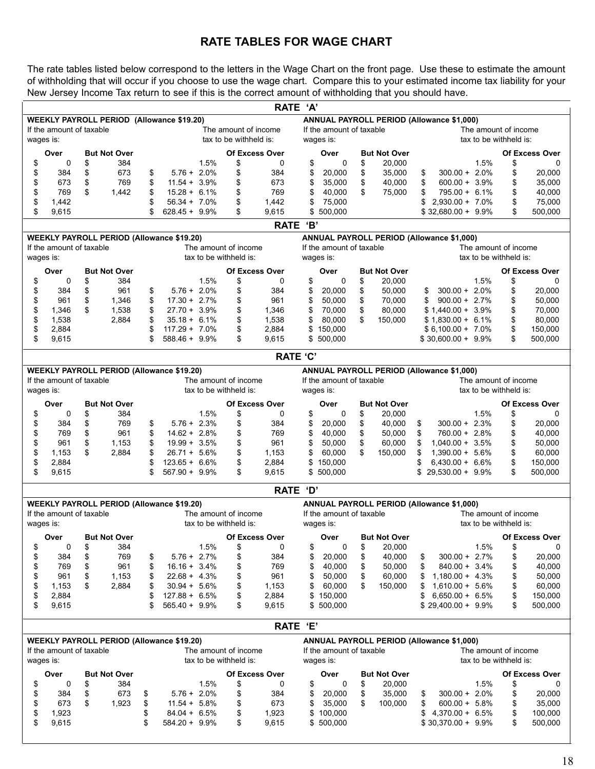# RATE TABLES FOR WAGE CHART

The rate tables listed below correspond to the letters in the Wage Chart on the front page. Use these to estimate the amount of withholding that will occur if you choose to use the wage chart. Compare this to your estimated income tax liability for your New Jersey Income Tax return to see if this is the correct amount of withholding that you should have.

## RATE 'A'

**WEEKLY PAYROLL PERIOD (Allowance $19.20)**

| If the amount of taxable wages is: Over | But Not Over | The amount of income tax to be withheld is: | Of Excess Over |
|---|---|---|---|
| $ 0 | $ 384 | 1.5% | $ 0 |
| $ 384 | $ 673 | $ 5.76 + 2.0% | $ 384 |
| $ 673 | $ 769 | $ 11.54 + 3.9% | $ 673 |
| $ 769 | $ 1,442 | $ 15.28 + 6.1% | $ 769 |
| $ 1,442 | | $ 56.34 + 7.0% | $ 1,442 |
| $ 9,615 | | $ 628.45 + 9.9% | $ 9,615 |

**ANNUAL PAYROLL PERIOD (Allowance $1,000)**

| If the amount of taxable wages is: Over | But Not Over | The amount of income tax to be withheld is: | Of Excess Over |
|---|---|---|---|
| $ 0 | $ 20,000 | 1.5% | $ 0 |
| $ 20,000 | $ 35,000 | $ 300.00 + 2.0% | $ 20,000 |
| $ 35,000 | $ 40,000 | $ 600.00 + 3.9% | $ 35,000 |
| $ 40,000 | $ 75,000 | $ 795.00 + 6.1% | $ 40,000 |
| $ 75,000 | | $ 2,930.00 + 7.0% | $ 75,000 |
| $ 500,000 | | $ 32,680.00 + 9.9% | $ 500,000 |

## RATE 'B'

**WEEKLY PAYROLL PERIOD (Allowance $19.20)**

| If the amount of taxable wages is: Over | But Not Over | The amount of income tax to be withheld is: | Of Excess Over |
|---|---|---|---|
| $ 0 | $ 384 | 1.5% | $ 0 |
| $ 384 | $ 961 | $ 5.76 + 2.0% | $ 384 |
| $ 961 | $ 1,346 | $ 17.30 + 2.7% | $ 961 |
| $ 1,346 | $ 1,538 | $ 27.70 + 3.9% | $ 1,346 |
| $ 1,538 | 2,884 | $ 35.18 + 6.1% | $ 1,538 |
| $ 2,884 | | $ 117.29 + 7.0% | $ 2,884 |
| $ 9,615 | | $ 588.46 + 9.9% | $ 9,615 |

**ANNUAL PAYROLL PERIOD (Allowance $1,000)**

| If the amount of taxable wages is: Over | But Not Over | The amount of income tax to be withheld is: | Of Excess Over |
|---|---|---|---|
| $ 0 | $ 20,000 | 1.5% | $ 0 |
| $ 20,000 | $ 50,000 | $ 300.00 + 2.0% | $ 20,000 |
| $ 50,000 | $ 70,000 | $ 900.00 + 2.7% | $ 50,000 |
| $ 70,000 | $ 80,000 | $ 1,440.00 + 3.9% | $ 70,000 |
| $ 80,000 | $ 150,000 | $ 1,830.00 + 6.1% | $ 80,000 |
| $ 150,000 | | $ 6,100.00 + 7.0% | $ 150,000 |
| $ 500,000 | | $ 30,600.00 + 9.9% | $ 500,000 |

## RATE 'C'

**WEEKLY PAYROLL PERIOD (Allowance $19.20)**

| If the amount of taxable wages is: Over | But Not Over | The amount of income tax to be withheld is: | Of Excess Over |
|---|---|---|---|
| $ 0 | $ 384 | 1.5% | $ 0 |
| $ 384 | $ 769 | $ 5.76 + 2.3% | $ 384 |
| $ 769 | $ 961 | $ 14.62 + 2.8% | $ 769 |
| $ 961 | $ 1,153 | $ 19.99 + 3.5% | $ 961 |
| $ 1,153 | $ 2,884 | $ 26.71 + 5.6% | $ 1,153 |
| $ 2,884 | | $ 123.65 + 6.6% | $ 2,884 |
| $ 9,615 | | $ 567.90 + 9.9% | $ 9,615 |

**ANNUAL PAYROLL PERIOD (Allowance $1,000)**

| If the amount of taxable wages is: Over | But Not Over | The amount of income tax to be withheld is: | Of Excess Over |
|---|---|---|---|
| $ 0 | $ 20,000 | 1.5% | $ 0 |
| $ 20,000 | $ 40,000 | $ 300.00 + 2.3% | $ 20,000 |
| $ 40,000 | $ 50,000 | $ 760.00 + 2.8% | $ 40,000 |
| $ 50,000 | $ 60,000 | $ 1,040.00 + 3.5% | $ 50,000 |
| $ 60,000 | $ 150,000 | $ 1,390.00 + 5.6% | $ 60,000 |
| $ 150,000 | | $ 6,430.00 + 6.6% | $ 150,000 |
| $ 500,000 | | $ 29,530.00 + 9.9% | $ 500,000 |

## RATE 'D'

**WEEKLY PAYROLL PERIOD (Allowance $19.20)**

| If the amount of taxable wages is: Over | But Not Over | The amount of income tax to be withheld is: | Of Excess Over |
|---|---|---|---|
| $ 0 | $ 384 | 1.5% | $ 0 |
| $ 384 | $ 769 | $ 5.76 + 2.7% | $ 384 |
| $ 769 | $ 961 | $ 16.16 + 3.4% | $ 769 |
| $ 961 | $ 1,153 | $ 22.68 + 4.3% | $ 961 |
| $ 1,153 | $ 2,884 | $ 30.94 + 5.6% | $ 1,153 |
| $ 2,884 | | $ 127.88 + 6.5% | $ 2,884 |
| $ 9,615 | | $ 565.40 + 9.9% | $ 9,615 |

**ANNUAL PAYROLL PERIOD (Allowance $1,000)**

| If the amount of taxable wages is: Over | But Not Over | The amount of income tax to be withheld is: | Of Excess Over |
|---|---|---|---|
| $ 0 | $ 20,000 | 1.5% | $ 0 |
| $ 20,000 | $ 40,000 | $ 300.00 + 2.7% | $ 20,000 |
| $ 40,000 | $ 50,000 | $ 840.00 + 3.4% | $ 40,000 |
| $ 50,000 | $ 60,000 | $ 1,180.00 + 4.3% | $ 50,000 |
| $ 60,000 | $ 150,000 | $ 1,610.00 + 5.6% | $ 60,000 |
| $ 150,000 | | $ 6,650.00 + 6.5% | $ 150,000 |
| $ 500,000 | | $ 29,400.00 + 9.9% | $ 500,000 |

## RATE 'E'

**WEEKLY PAYROLL PERIOD (Allowance $19.20)**

| If the amount of taxable wages is: Over | But Not Over | The amount of income tax to be withheld is: | Of Excess Over |
|---|---|---|---|
| $ 0 | $ 384 | 1.5% | $ 0 |
| $ 384 | $ 673 | $ 5.76 + 2.0% | $ 384 |
| $ 673 | $ 1,923 | $ 11.54 + 5.8% | $ 673 |
| $ 1,923 | | $ 84.04 + 6.5% | $ 1,923 |
| $ 9,615 | | $ 584.20 + 9.9% | $ 9,615 |

**ANNUAL PAYROLL PERIOD (Allowance $1,000)**

| If the amount of taxable wages is: Over | But Not Over | The amount of income tax to be withheld is: | Of Excess Over |
|---|---|---|---|
| $ 0 | $ 20,000 | 1.5% | $ 0 |
| $ 20,000 | $ 35,000 | $ 300.00 + 2.0% | $ 20,000 |
| $ 35,000 | $ 100,000 | $ 600.00 + 5.8% | $ 35,000 |
| $ 100,000 | | $ 4,370.00 + 6.5% | $ 100,000 |
| $ 500,000 | | $ 30,370.00 + 9.9% | $ 500,000 |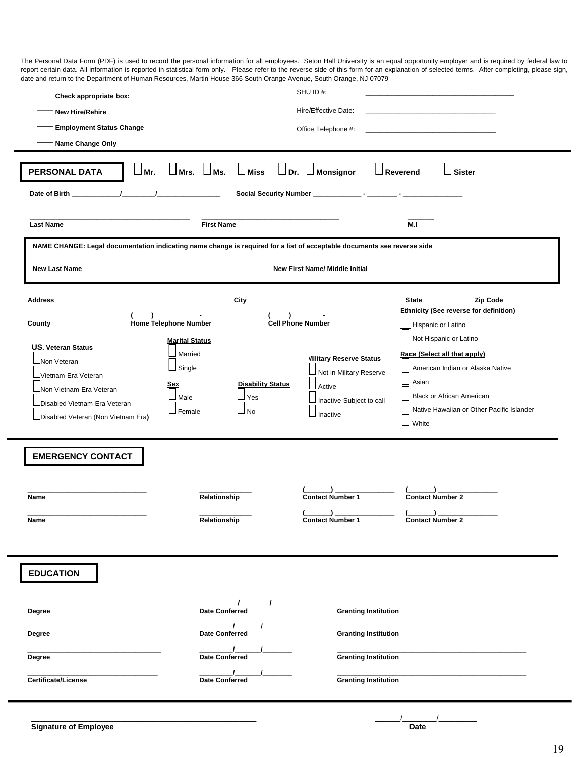The Personal Data Form (PDF) is used to record the personal information for all employees. Seton Hall University is an equal opportunity employer and is required by federal law to report certain data. All information is reported in statistical form only. Please refer to the reverse side of this form for an explanation of selected terms. After completing, please sign, date and return to the Department of Human Resources, Martin House 366 South Orange Avenue, South Orange, NJ 07079

**Check appropriate box:**

- ____ **New Hire/Rehire**
- ____ **Employment Status Change**
- ____ **Name Change Only**

SHU ID #: ______________________________

Hire/Effective Date: ______________________________

Office Telephone #: ______________________________

## PERSONAL DATA

☐ **Mr.** ☐ **Mrs.** ☐ **Ms.** ☐ **Miss** ☐ **Dr.** ☐ **Monsignor** ☐ **Reverend** ☐ **Sister**

**Date of Birth** ____________/________/________________ **Social Security Number** ____________ - ________ - ______________

________________________ ________________________ ______

**Last Name** **First Name** **M.I**

**NAME CHANGE: Legal documentation indicating name change is required for a list of acceptable documents see reverse side**

________________________ ________________________

**New Last Name** **New First Name/ Middle Initial**

________________________ ________________________ ________ ________

**Address** **City** **State** **Zip Code**

______________ (____)______ - __________ (____) ________-__________

**County** **Home Telephone Number** **Cell Phone Number**

**Ethnicity (See reverse for definition)**

☐ Hispanic or Latino

☐ Not Hispanic or Latino

**US. Veteran Status**

☐ Non Veteran

☐ Vietnam-Era Veteran

☐ Non Vietnam-Era Veteran

☐ Disabled Vietnam-Era Veteran

☐ Disabled Veteran (Non Vietnam Era**)**

**Marital Status**

☐ Married

☐ Single

**Sex**

☐ Male

☐ Female

**Disability Status**

☐ Yes

☐ No

**Military Reserve Status**

☐ Not in Military Reserve

☐ Active

☐ Inactive-Subject to call

☐ Inactive

**Race (Select all that apply)**

☐ American Indian or Alaska Native

☐ Asian

☐ Black or African American

☐ Native Hawaiian or Other Pacific Islander

☐ White

## EMERGENCY CONTACT

| Name | Relationship | Contact Number 1 | Contact Number 2 |
|---|---|---|---|
| ________________ | __________ | (______) __________ | (______) __________ |
| ________________ | __________ | (______) __________ | (______) __________ |

## EDUCATION

| | Date Conferred | Granting Institution |
|---|---|---|
| Degree | ______/______/____ | ________________ |
| Degree | ______/______/______ | ________________ |
| Degree | ______/______/______ | ________________ |
| Certificate/License | ______/______/______ | ________________ |

________________________________________ ______/_______/_________

**Signature of Employee** **Date**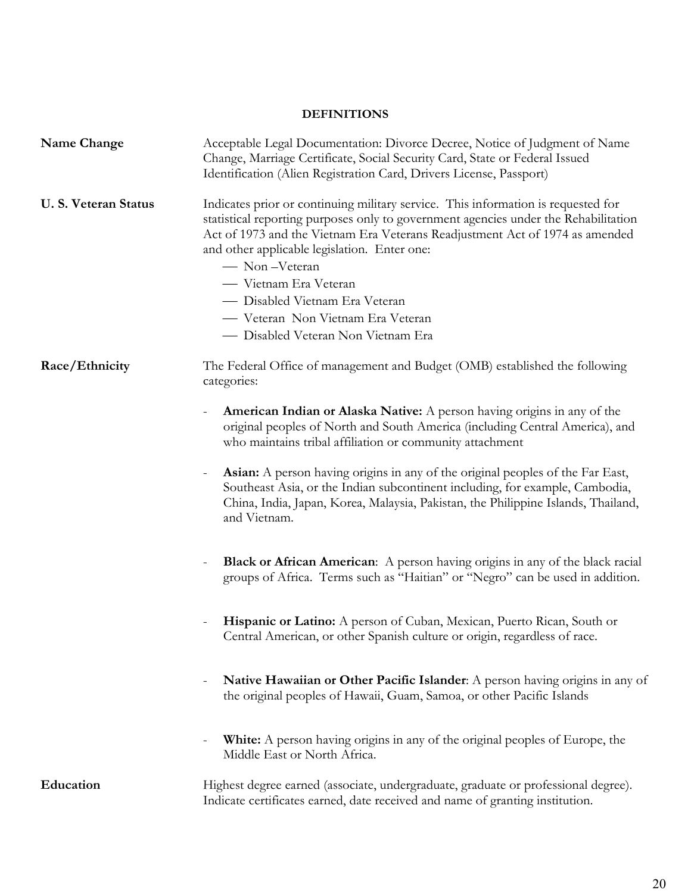## DEFINITIONS

**Name Change**

Acceptable Legal Documentation: Divorce Decree, Notice of Judgment of Name Change, Marriage Certificate, Social Security Card, State or Federal Issued Identification (Alien Registration Card, Drivers License, Passport)

**U. S. Veteran Status**

Indicates prior or continuing military service. This information is requested for statistical reporting purposes only to government agencies under the Rehabilitation Act of 1973 and the Vietnam Era Veterans Readjustment Act of 1974 as amended and other applicable legislation. Enter one:

- Non –Veteran
- Vietnam Era Veteran
- Disabled Vietnam Era Veteran
- Veteran Non Vietnam Era Veteran
- Disabled Veteran Non Vietnam Era

**Race/Ethnicity**

The Federal Office of management and Budget (OMB) established the following categories:

- **American Indian or Alaska Native:** A person having origins in any of the original peoples of North and South America (including Central America), and who maintains tribal affiliation or community attachment
- **Asian:** A person having origins in any of the original peoples of the Far East, Southeast Asia, or the Indian subcontinent including, for example, Cambodia, China, India, Japan, Korea, Malaysia, Pakistan, the Philippine Islands, Thailand, and Vietnam.
- **Black or African American**: A person having origins in any of the black racial groups of Africa. Terms such as "Haitian" or "Negro" can be used in addition.
- **Hispanic or Latino:** A person of Cuban, Mexican, Puerto Rican, South or Central American, or other Spanish culture or origin, regardless of race.
- **Native Hawaiian or Other Pacific Islander**: A person having origins in any of the original peoples of Hawaii, Guam, Samoa, or other Pacific Islands
- **White:** A person having origins in any of the original peoples of Europe, the Middle East or North Africa.

**Education**

Highest degree earned (associate, undergraduate, graduate or professional degree). Indicate certificates earned, date received and name of granting institution.